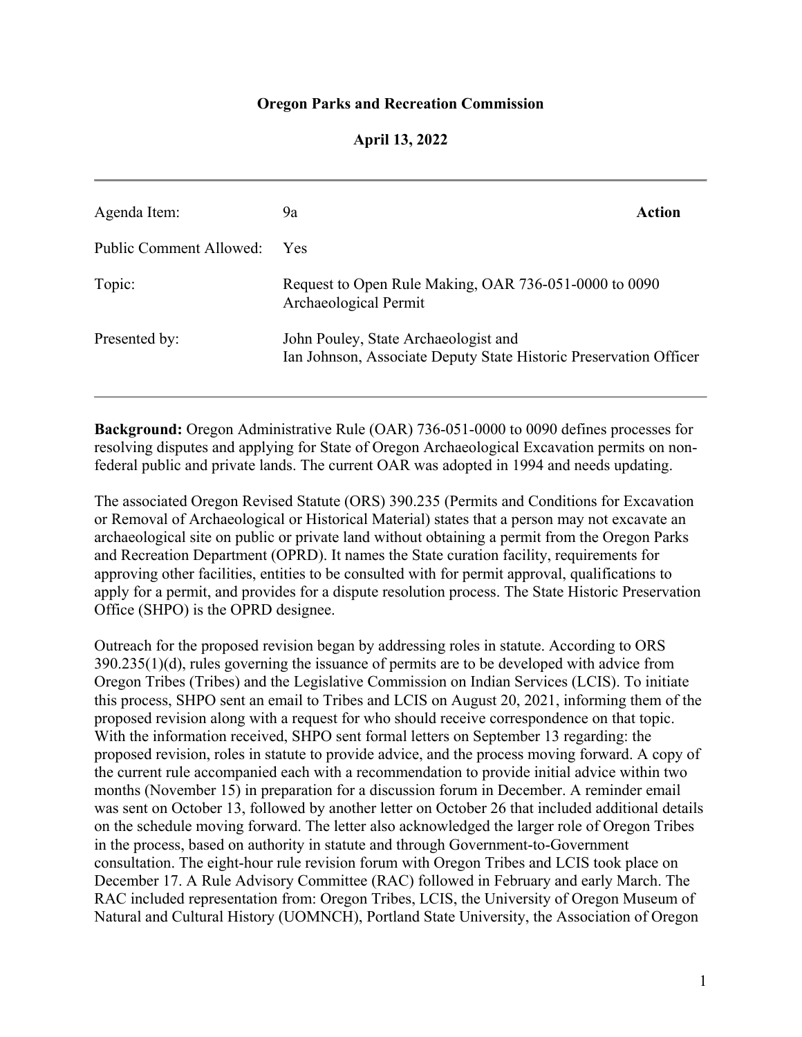**Oregon Parks and Recreation Commission**

**April 13, 2022**

---

| | | |
|---|---|---|
| Agenda Item: | 9a | **Action** |
| Public Comment Allowed: | Yes | |
| Topic: | Request to Open Rule Making, OAR 736-051-0000 to 0090 Archaeological Permit | |
| Presented by: | John Pouley, State Archaeologist and Ian Johnson, Associate Deputy State Historic Preservation Officer | |

---

**Background:** Oregon Administrative Rule (OAR) 736-051-0000 to 0090 defines processes for resolving disputes and applying for State of Oregon Archaeological Excavation permits on non-federal public and private lands. The current OAR was adopted in 1994 and needs updating.

The associated Oregon Revised Statute (ORS) 390.235 (Permits and Conditions for Excavation or Removal of Archaeological or Historical Material) states that a person may not excavate an archaeological site on public or private land without obtaining a permit from the Oregon Parks and Recreation Department (OPRD). It names the State curation facility, requirements for approving other facilities, entities to be consulted with for permit approval, qualifications to apply for a permit, and provides for a dispute resolution process. The State Historic Preservation Office (SHPO) is the OPRD designee.

Outreach for the proposed revision began by addressing roles in statute. According to ORS 390.235(1)(d), rules governing the issuance of permits are to be developed with advice from Oregon Tribes (Tribes) and the Legislative Commission on Indian Services (LCIS). To initiate this process, SHPO sent an email to Tribes and LCIS on August 20, 2021, informing them of the proposed revision along with a request for who should receive correspondence on that topic. With the information received, SHPO sent formal letters on September 13 regarding: the proposed revision, roles in statute to provide advice, and the process moving forward. A copy of the current rule accompanied each with a recommendation to provide initial advice within two months (November 15) in preparation for a discussion forum in December. A reminder email was sent on October 13, followed by another letter on October 26 that included additional details on the schedule moving forward. The letter also acknowledged the larger role of Oregon Tribes in the process, based on authority in statute and through Government-to-Government consultation. The eight-hour rule revision forum with Oregon Tribes and LCIS took place on December 17. A Rule Advisory Committee (RAC) followed in February and early March. The RAC included representation from: Oregon Tribes, LCIS, the University of Oregon Museum of Natural and Cultural History (UOMNCH), Portland State University, the Association of Oregon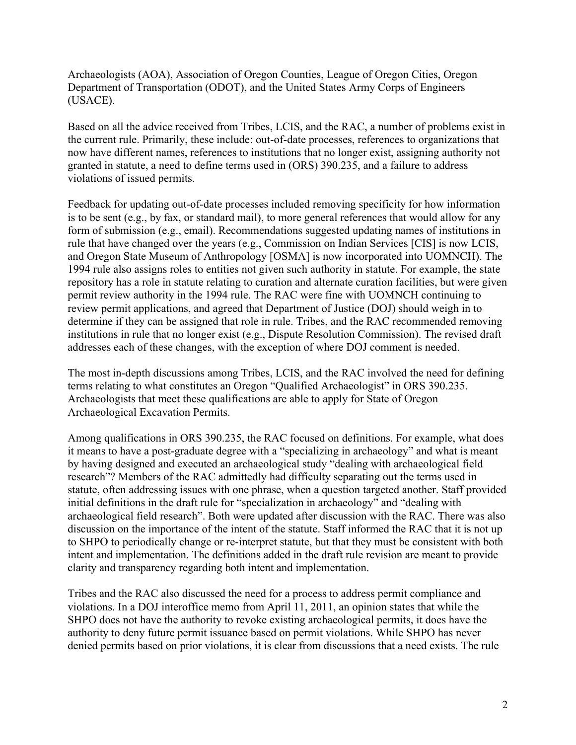Archaeologists (AOA), Association of Oregon Counties, League of Oregon Cities, Oregon Department of Transportation (ODOT), and the United States Army Corps of Engineers (USACE).

Based on all the advice received from Tribes, LCIS, and the RAC, a number of problems exist in the current rule. Primarily, these include: out-of-date processes, references to organizations that now have different names, references to institutions that no longer exist, assigning authority not granted in statute, a need to define terms used in (ORS) 390.235, and a failure to address violations of issued permits.

Feedback for updating out-of-date processes included removing specificity for how information is to be sent (e.g., by fax, or standard mail), to more general references that would allow for any form of submission (e.g., email). Recommendations suggested updating names of institutions in rule that have changed over the years (e.g., Commission on Indian Services [CIS] is now LCIS, and Oregon State Museum of Anthropology [OSMA] is now incorporated into UOMNCH). The 1994 rule also assigns roles to entities not given such authority in statute. For example, the state repository has a role in statute relating to curation and alternate curation facilities, but were given permit review authority in the 1994 rule. The RAC were fine with UOMNCH continuing to review permit applications, and agreed that Department of Justice (DOJ) should weigh in to determine if they can be assigned that role in rule. Tribes, and the RAC recommended removing institutions in rule that no longer exist (e.g., Dispute Resolution Commission). The revised draft addresses each of these changes, with the exception of where DOJ comment is needed.

The most in-depth discussions among Tribes, LCIS, and the RAC involved the need for defining terms relating to what constitutes an Oregon "Qualified Archaeologist" in ORS 390.235. Archaeologists that meet these qualifications are able to apply for State of Oregon Archaeological Excavation Permits.

Among qualifications in ORS 390.235, the RAC focused on definitions. For example, what does it means to have a post-graduate degree with a "specializing in archaeology" and what is meant by having designed and executed an archaeological study "dealing with archaeological field research"? Members of the RAC admittedly had difficulty separating out the terms used in statute, often addressing issues with one phrase, when a question targeted another. Staff provided initial definitions in the draft rule for "specialization in archaeology" and "dealing with archaeological field research". Both were updated after discussion with the RAC. There was also discussion on the importance of the intent of the statute. Staff informed the RAC that it is not up to SHPO to periodically change or re-interpret statute, but that they must be consistent with both intent and implementation. The definitions added in the draft rule revision are meant to provide clarity and transparency regarding both intent and implementation.

Tribes and the RAC also discussed the need for a process to address permit compliance and violations. In a DOJ interoffice memo from April 11, 2011, an opinion states that while the SHPO does not have the authority to revoke existing archaeological permits, it does have the authority to deny future permit issuance based on permit violations. While SHPO has never denied permits based on prior violations, it is clear from discussions that a need exists. The rule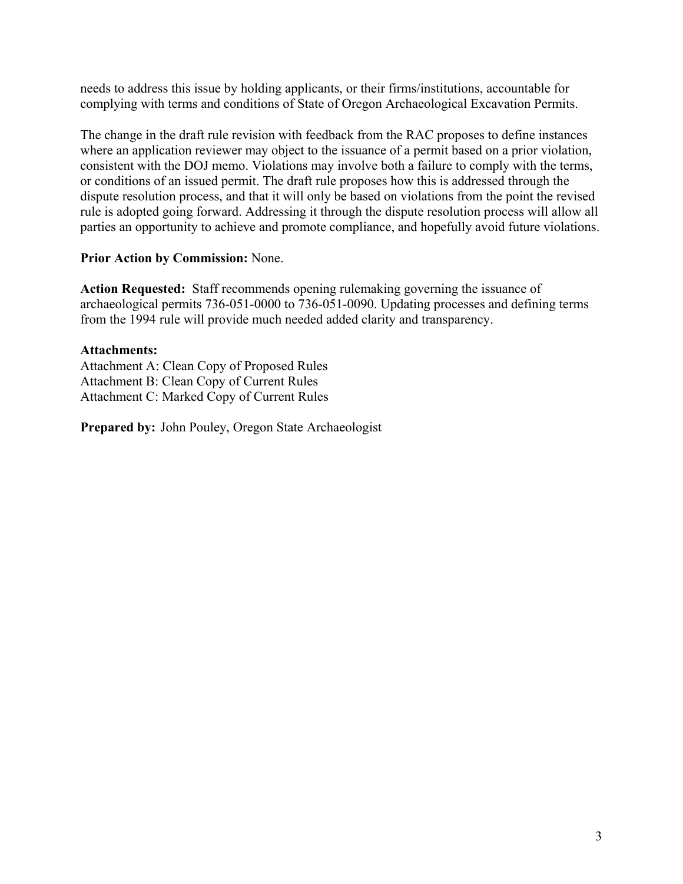needs to address this issue by holding applicants, or their firms/institutions, accountable for complying with terms and conditions of State of Oregon Archaeological Excavation Permits.

The change in the draft rule revision with feedback from the RAC proposes to define instances where an application reviewer may object to the issuance of a permit based on a prior violation, consistent with the DOJ memo. Violations may involve both a failure to comply with the terms, or conditions of an issued permit. The draft rule proposes how this is addressed through the dispute resolution process, and that it will only be based on violations from the point the revised rule is adopted going forward. Addressing it through the dispute resolution process will allow all parties an opportunity to achieve and promote compliance, and hopefully avoid future violations.

**Prior Action by Commission:** None.

**Action Requested:** Staff recommends opening rulemaking governing the issuance of archaeological permits 736-051-0000 to 736-051-0090. Updating processes and defining terms from the 1994 rule will provide much needed added clarity and transparency.

**Attachments:**
Attachment A: Clean Copy of Proposed Rules
Attachment B: Clean Copy of Current Rules
Attachment C: Marked Copy of Current Rules

**Prepared by:** John Pouley, Oregon State Archaeologist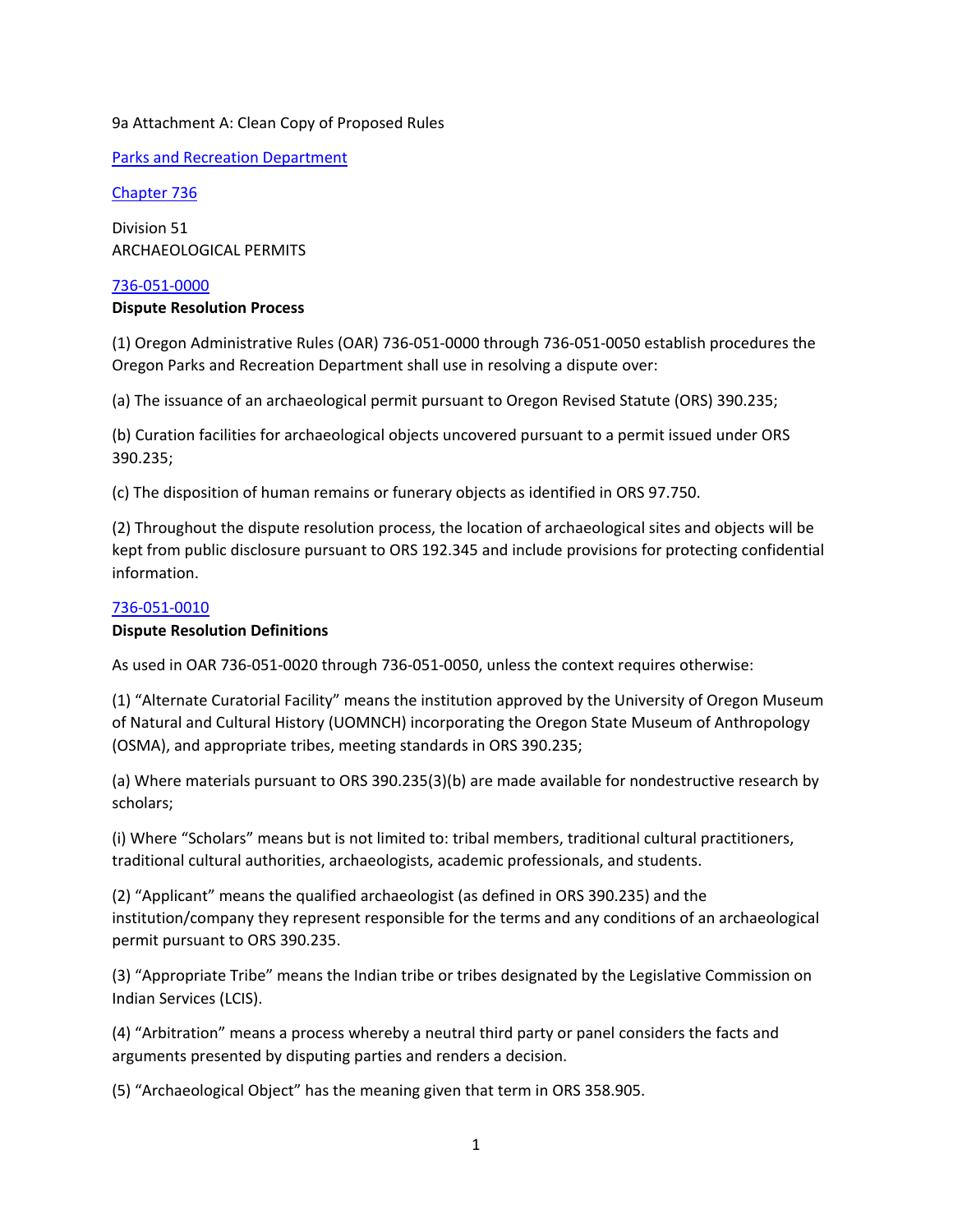9a Attachment A: Clean Copy of Proposed Rules

[Parks and Recreation Department]

[Chapter 736]

Division 51
ARCHAEOLOGICAL PERMITS

[736-051-0000]
**Dispute Resolution Process**

(1) Oregon Administrative Rules (OAR) 736-051-0000 through 736-051-0050 establish procedures the Oregon Parks and Recreation Department shall use in resolving a dispute over:

(a) The issuance of an archaeological permit pursuant to Oregon Revised Statute (ORS) 390.235;

(b) Curation facilities for archaeological objects uncovered pursuant to a permit issued under ORS 390.235;

(c) The disposition of human remains or funerary objects as identified in ORS 97.750.

(2) Throughout the dispute resolution process, the location of archaeological sites and objects will be kept from public disclosure pursuant to ORS 192.345 and include provisions for protecting confidential information.

[736-051-0010]
**Dispute Resolution Definitions**

As used in OAR 736-051-0020 through 736-051-0050, unless the context requires otherwise:

(1) "Alternate Curatorial Facility" means the institution approved by the University of Oregon Museum of Natural and Cultural History (UOMNCH) incorporating the Oregon State Museum of Anthropology (OSMA), and appropriate tribes, meeting standards in ORS 390.235;

(a) Where materials pursuant to ORS 390.235(3)(b) are made available for nondestructive research by scholars;

(i) Where "Scholars" means but is not limited to: tribal members, traditional cultural practitioners, traditional cultural authorities, archaeologists, academic professionals, and students.

(2) "Applicant" means the qualified archaeologist (as defined in ORS 390.235) and the institution/company they represent responsible for the terms and any conditions of an archaeological permit pursuant to ORS 390.235.

(3) "Appropriate Tribe" means the Indian tribe or tribes designated by the Legislative Commission on Indian Services (LCIS).

(4) "Arbitration" means a process whereby a neutral third party or panel considers the facts and arguments presented by disputing parties and renders a decision.

(5) "Archaeological Object" has the meaning given that term in ORS 358.905.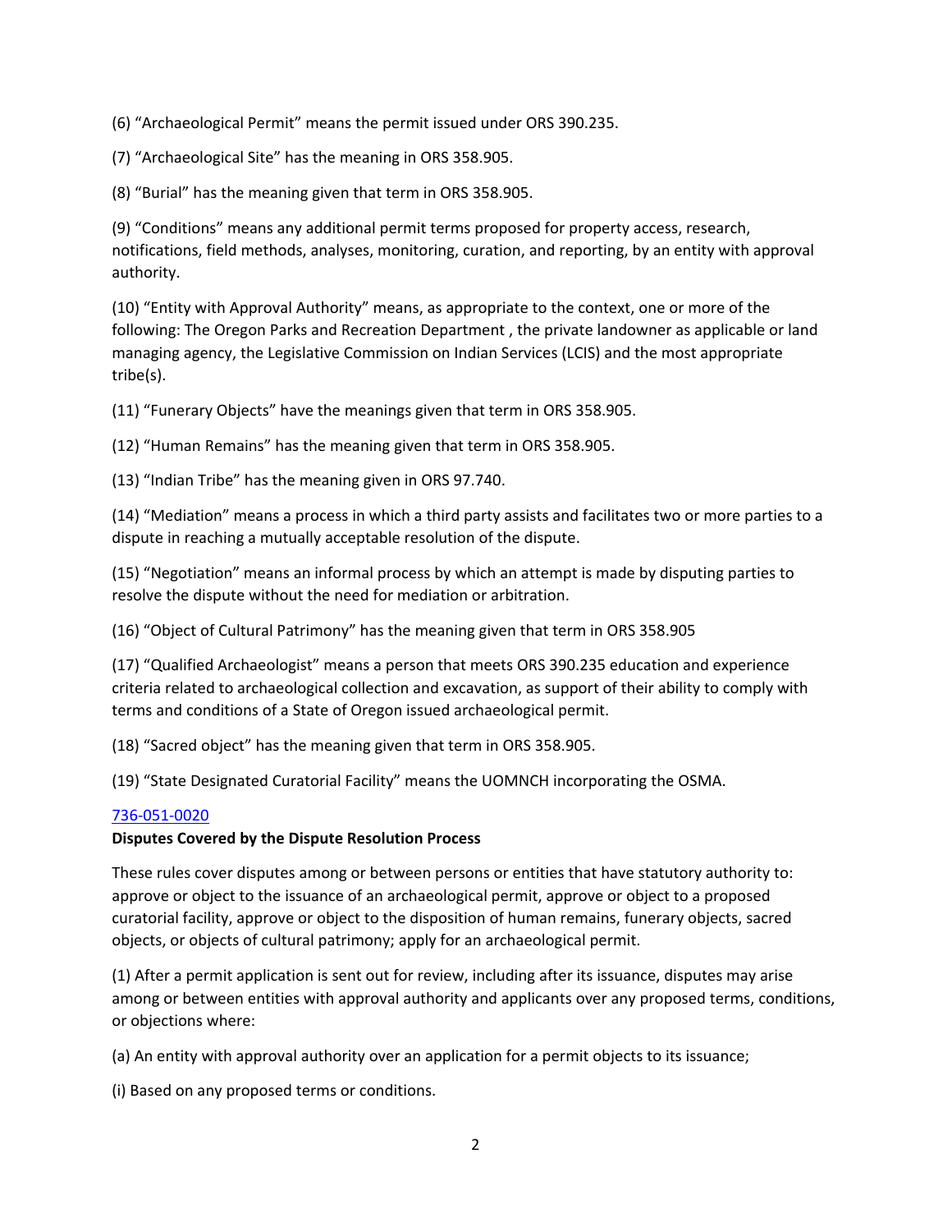(6) “Archaeological Permit” means the permit issued under ORS 390.235.

(7) “Archaeological Site” has the meaning in ORS 358.905.

(8) “Burial” has the meaning given that term in ORS 358.905.

(9) “Conditions” means any additional permit terms proposed for property access, research, notifications, field methods, analyses, monitoring, curation, and reporting, by an entity with approval authority.

(10) “Entity with Approval Authority” means, as appropriate to the context, one or more of the following: The Oregon Parks and Recreation Department , the private landowner as applicable or land managing agency, the Legislative Commission on Indian Services (LCIS) and the most appropriate tribe(s).

(11) “Funerary Objects” have the meanings given that term in ORS 358.905.

(12) “Human Remains” has the meaning given that term in ORS 358.905.

(13) “Indian Tribe” has the meaning given in ORS 97.740.

(14) “Mediation” means a process in which a third party assists and facilitates two or more parties to a dispute in reaching a mutually acceptable resolution of the dispute.

(15) “Negotiation” means an informal process by which an attempt is made by disputing parties to resolve the dispute without the need for mediation or arbitration.

(16) “Object of Cultural Patrimony” has the meaning given that term in ORS 358.905

(17) “Qualified Archaeologist” means a person that meets ORS 390.235 education and experience criteria related to archaeological collection and excavation, as support of their ability to comply with terms and conditions of a State of Oregon issued archaeological permit.

(18) “Sacred object” has the meaning given that term in ORS 358.905.

(19) “State Designated Curatorial Facility” means the UOMNCH incorporating the OSMA.

736-051-0020

**Disputes Covered by the Dispute Resolution Process**

These rules cover disputes among or between persons or entities that have statutory authority to: approve or object to the issuance of an archaeological permit, approve or object to a proposed curatorial facility, approve or object to the disposition of human remains, funerary objects, sacred objects, or objects of cultural patrimony; apply for an archaeological permit.

(1) After a permit application is sent out for review, including after its issuance, disputes may arise among or between entities with approval authority and applicants over any proposed terms, conditions, or objections where:

(a) An entity with approval authority over an application for a permit objects to its issuance;

(i) Based on any proposed terms or conditions.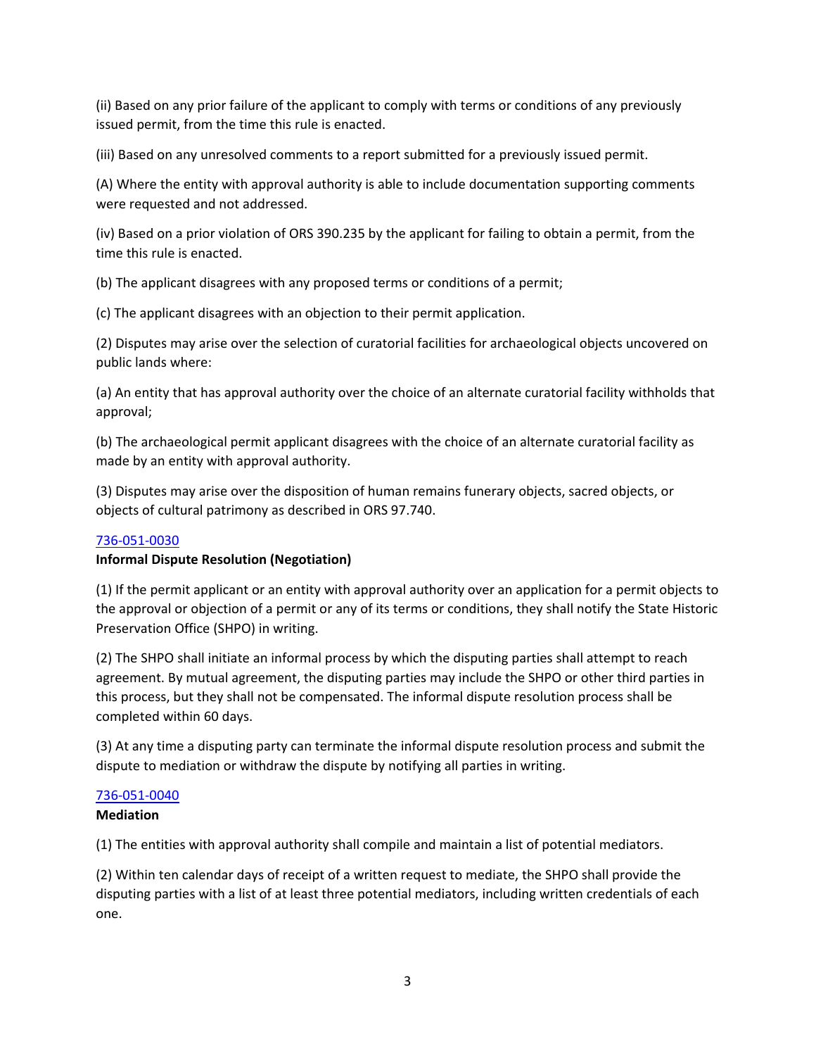(ii) Based on any prior failure of the applicant to comply with terms or conditions of any previously issued permit, from the time this rule is enacted.

(iii) Based on any unresolved comments to a report submitted for a previously issued permit.

(A) Where the entity with approval authority is able to include documentation supporting comments were requested and not addressed.

(iv) Based on a prior violation of ORS 390.235 by the applicant for failing to obtain a permit, from the time this rule is enacted.

(b) The applicant disagrees with any proposed terms or conditions of a permit;

(c) The applicant disagrees with an objection to their permit application.

(2) Disputes may arise over the selection of curatorial facilities for archaeological objects uncovered on public lands where:

(a) An entity that has approval authority over the choice of an alternate curatorial facility withholds that approval;

(b) The archaeological permit applicant disagrees with the choice of an alternate curatorial facility as made by an entity with approval authority.

(3) Disputes may arise over the disposition of human remains funerary objects, sacred objects, or objects of cultural patrimony as described in ORS 97.740.

[736-051-0030](736-051-0030)

**Informal Dispute Resolution (Negotiation)**

(1) If the permit applicant or an entity with approval authority over an application for a permit objects to the approval or objection of a permit or any of its terms or conditions, they shall notify the State Historic Preservation Office (SHPO) in writing.

(2) The SHPO shall initiate an informal process by which the disputing parties shall attempt to reach agreement. By mutual agreement, the disputing parties may include the SHPO or other third parties in this process, but they shall not be compensated. The informal dispute resolution process shall be completed within 60 days.

(3) At any time a disputing party can terminate the informal dispute resolution process and submit the dispute to mediation or withdraw the dispute by notifying all parties in writing.

[736-051-0040](736-051-0040)

**Mediation**

(1) The entities with approval authority shall compile and maintain a list of potential mediators.

(2) Within ten calendar days of receipt of a written request to mediate, the SHPO shall provide the disputing parties with a list of at least three potential mediators, including written credentials of each one.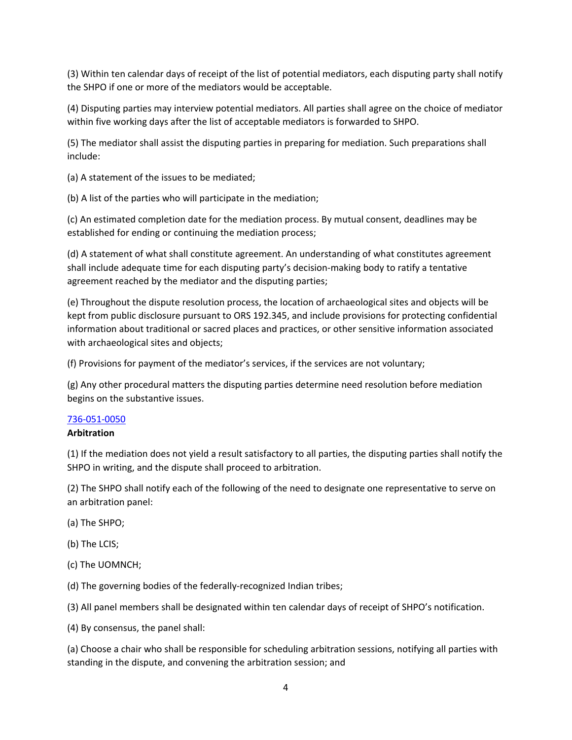(3) Within ten calendar days of receipt of the list of potential mediators, each disputing party shall notify the SHPO if one or more of the mediators would be acceptable.

(4) Disputing parties may interview potential mediators. All parties shall agree on the choice of mediator within five working days after the list of acceptable mediators is forwarded to SHPO.

(5) The mediator shall assist the disputing parties in preparing for mediation. Such preparations shall include:

(a) A statement of the issues to be mediated;

(b) A list of the parties who will participate in the mediation;

(c) An estimated completion date for the mediation process. By mutual consent, deadlines may be established for ending or continuing the mediation process;

(d) A statement of what shall constitute agreement. An understanding of what constitutes agreement shall include adequate time for each disputing party's decision-making body to ratify a tentative agreement reached by the mediator and the disputing parties;

(e) Throughout the dispute resolution process, the location of archaeological sites and objects will be kept from public disclosure pursuant to ORS 192.345, and include provisions for protecting confidential information about traditional or sacred places and practices, or other sensitive information associated with archaeological sites and objects;

(f) Provisions for payment of the mediator's services, if the services are not voluntary;

(g) Any other procedural matters the disputing parties determine need resolution before mediation begins on the substantive issues.

736-051-0050

**Arbitration**

(1) If the mediation does not yield a result satisfactory to all parties, the disputing parties shall notify the SHPO in writing, and the dispute shall proceed to arbitration.

(2) The SHPO shall notify each of the following of the need to designate one representative to serve on an arbitration panel:

(a) The SHPO;

(b) The LCIS;

(c) The UOMNCH;

(d) The governing bodies of the federally-recognized Indian tribes;

(3) All panel members shall be designated within ten calendar days of receipt of SHPO's notification.

(4) By consensus, the panel shall:

(a) Choose a chair who shall be responsible for scheduling arbitration sessions, notifying all parties with standing in the dispute, and convening the arbitration session; and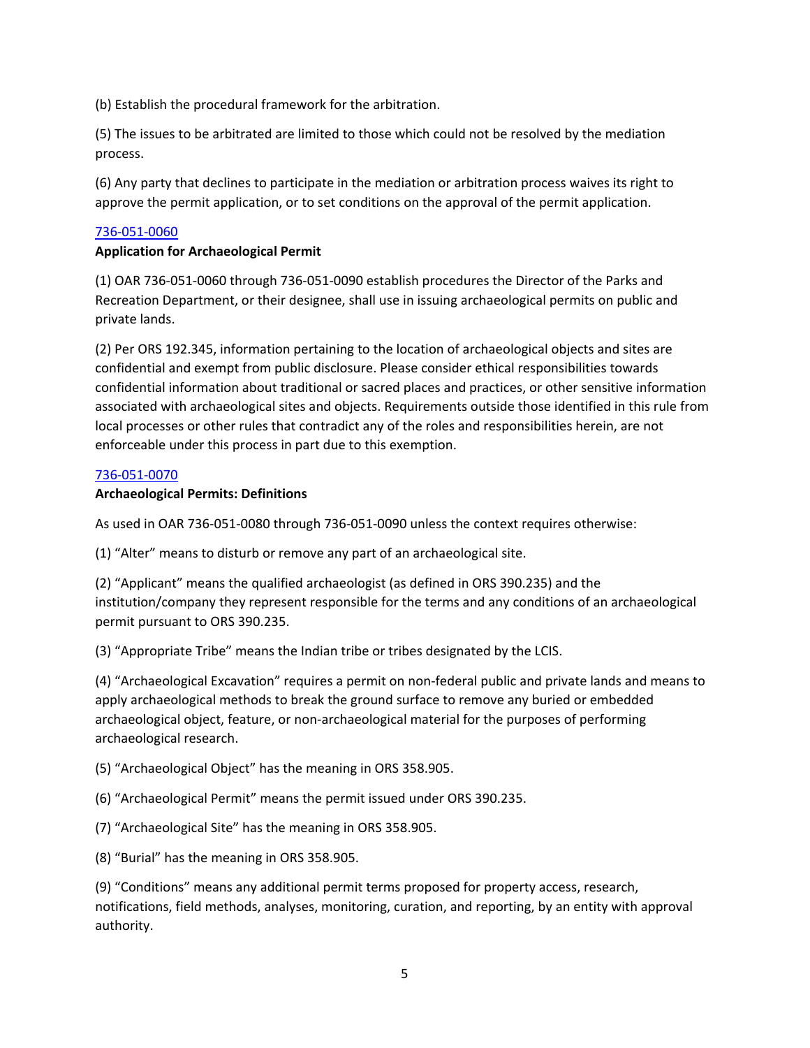(b) Establish the procedural framework for the arbitration.

(5) The issues to be arbitrated are limited to those which could not be resolved by the mediation process.

(6) Any party that declines to participate in the mediation or arbitration process waives its right to approve the permit application, or to set conditions on the approval of the permit application.

736-051-0060

**Application for Archaeological Permit**

(1) OAR 736-051-0060 through 736-051-0090 establish procedures the Director of the Parks and Recreation Department, or their designee, shall use in issuing archaeological permits on public and private lands.

(2) Per ORS 192.345, information pertaining to the location of archaeological objects and sites are confidential and exempt from public disclosure. Please consider ethical responsibilities towards confidential information about traditional or sacred places and practices, or other sensitive information associated with archaeological sites and objects. Requirements outside those identified in this rule from local processes or other rules that contradict any of the roles and responsibilities herein, are not enforceable under this process in part due to this exemption.

736-051-0070

**Archaeological Permits: Definitions**

As used in OAR 736-051-0080 through 736-051-0090 unless the context requires otherwise:

(1) "Alter" means to disturb or remove any part of an archaeological site.

(2) "Applicant" means the qualified archaeologist (as defined in ORS 390.235) and the institution/company they represent responsible for the terms and any conditions of an archaeological permit pursuant to ORS 390.235.

(3) "Appropriate Tribe" means the Indian tribe or tribes designated by the LCIS.

(4) "Archaeological Excavation" requires a permit on non-federal public and private lands and means to apply archaeological methods to break the ground surface to remove any buried or embedded archaeological object, feature, or non-archaeological material for the purposes of performing archaeological research.

(5) "Archaeological Object" has the meaning in ORS 358.905.

(6) "Archaeological Permit" means the permit issued under ORS 390.235.

(7) "Archaeological Site" has the meaning in ORS 358.905.

(8) "Burial" has the meaning in ORS 358.905.

(9) "Conditions" means any additional permit terms proposed for property access, research, notifications, field methods, analyses, monitoring, curation, and reporting, by an entity with approval authority.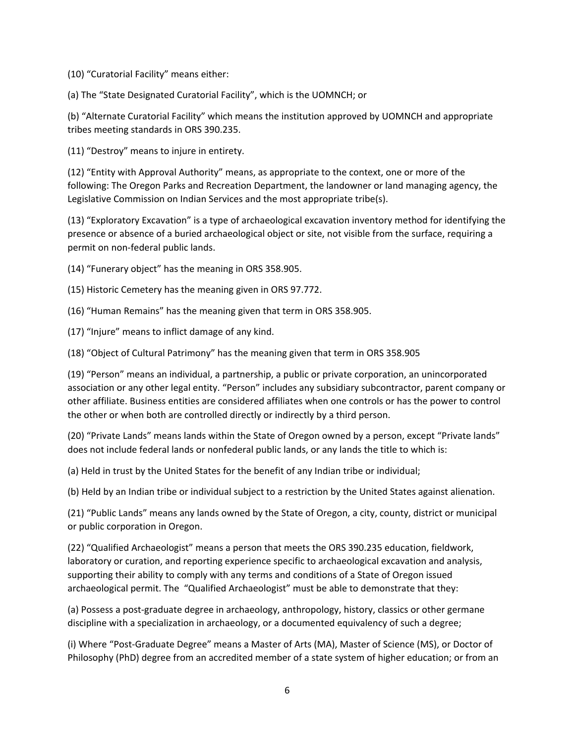(10) “Curatorial Facility” means either:

(a) The “State Designated Curatorial Facility”, which is the UOMNCH; or

(b) “Alternate Curatorial Facility” which means the institution approved by UOMNCH and appropriate tribes meeting standards in ORS 390.235.

(11) “Destroy” means to injure in entirety.

(12) “Entity with Approval Authority” means, as appropriate to the context, one or more of the following: The Oregon Parks and Recreation Department, the landowner or land managing agency, the Legislative Commission on Indian Services and the most appropriate tribe(s).

(13) “Exploratory Excavation” is a type of archaeological excavation inventory method for identifying the presence or absence of a buried archaeological object or site, not visible from the surface, requiring a permit on non-federal public lands.

(14) “Funerary object” has the meaning in ORS 358.905.

(15) Historic Cemetery has the meaning given in ORS 97.772.

(16) “Human Remains” has the meaning given that term in ORS 358.905.

(17) “Injure” means to inflict damage of any kind.

(18) “Object of Cultural Patrimony” has the meaning given that term in ORS 358.905

(19) “Person” means an individual, a partnership, a public or private corporation, an unincorporated association or any other legal entity. “Person” includes any subsidiary subcontractor, parent company or other affiliate. Business entities are considered affiliates when one controls or has the power to control the other or when both are controlled directly or indirectly by a third person.

(20) “Private Lands” means lands within the State of Oregon owned by a person, except “Private lands” does not include federal lands or nonfederal public lands, or any lands the title to which is:

(a) Held in trust by the United States for the benefit of any Indian tribe or individual;

(b) Held by an Indian tribe or individual subject to a restriction by the United States against alienation.

(21) “Public Lands” means any lands owned by the State of Oregon, a city, county, district or municipal or public corporation in Oregon.

(22) “Qualified Archaeologist” means a person that meets the ORS 390.235 education, fieldwork, laboratory or curation, and reporting experience specific to archaeological excavation and analysis, supporting their ability to comply with any terms and conditions of a State of Oregon issued archaeological permit. The “Qualified Archaeologist” must be able to demonstrate that they:

(a) Possess a post-graduate degree in archaeology, anthropology, history, classics or other germane discipline with a specialization in archaeology, or a documented equivalency of such a degree;

(i) Where “Post-Graduate Degree” means a Master of Arts (MA), Master of Science (MS), or Doctor of Philosophy (PhD) degree from an accredited member of a state system of higher education; or from an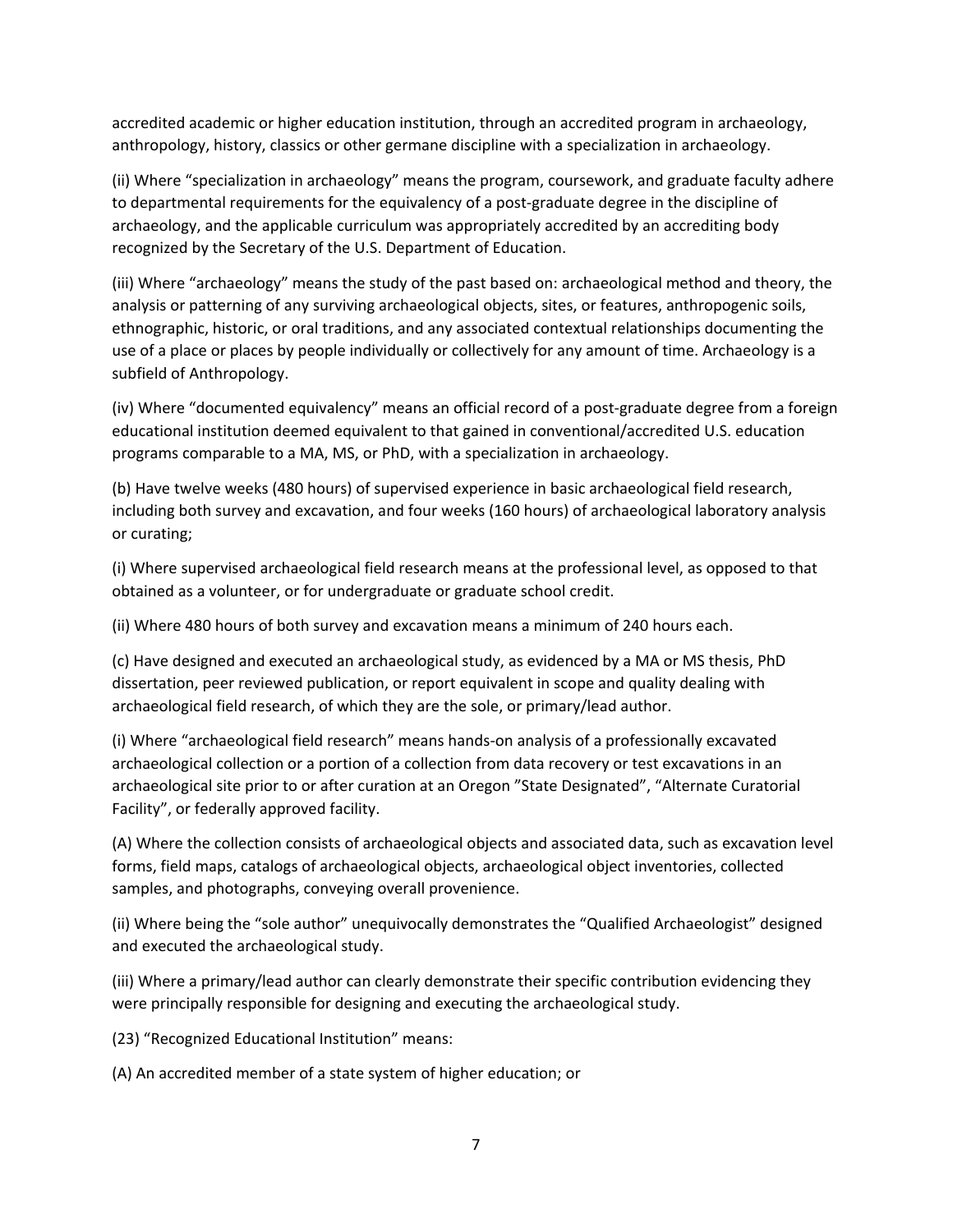accredited academic or higher education institution, through an accredited program in archaeology, anthropology, history, classics or other germane discipline with a specialization in archaeology.

(ii) Where "specialization in archaeology" means the program, coursework, and graduate faculty adhere to departmental requirements for the equivalency of a post-graduate degree in the discipline of archaeology, and the applicable curriculum was appropriately accredited by an accrediting body recognized by the Secretary of the U.S. Department of Education.

(iii) Where "archaeology" means the study of the past based on: archaeological method and theory, the analysis or patterning of any surviving archaeological objects, sites, or features, anthropogenic soils, ethnographic, historic, or oral traditions, and any associated contextual relationships documenting the use of a place or places by people individually or collectively for any amount of time. Archaeology is a subfield of Anthropology.

(iv) Where "documented equivalency" means an official record of a post-graduate degree from a foreign educational institution deemed equivalent to that gained in conventional/accredited U.S. education programs comparable to a MA, MS, or PhD, with a specialization in archaeology.

(b) Have twelve weeks (480 hours) of supervised experience in basic archaeological field research, including both survey and excavation, and four weeks (160 hours) of archaeological laboratory analysis or curating;

(i) Where supervised archaeological field research means at the professional level, as opposed to that obtained as a volunteer, or for undergraduate or graduate school credit.

(ii) Where 480 hours of both survey and excavation means a minimum of 240 hours each.

(c) Have designed and executed an archaeological study, as evidenced by a MA or MS thesis, PhD dissertation, peer reviewed publication, or report equivalent in scope and quality dealing with archaeological field research, of which they are the sole, or primary/lead author.

(i) Where "archaeological field research" means hands-on analysis of a professionally excavated archaeological collection or a portion of a collection from data recovery or test excavations in an archaeological site prior to or after curation at an Oregon "State Designated", "Alternate Curatorial Facility", or federally approved facility.

(A) Where the collection consists of archaeological objects and associated data, such as excavation level forms, field maps, catalogs of archaeological objects, archaeological object inventories, collected samples, and photographs, conveying overall provenience.

(ii) Where being the "sole author" unequivocally demonstrates the "Qualified Archaeologist" designed and executed the archaeological study.

(iii) Where a primary/lead author can clearly demonstrate their specific contribution evidencing they were principally responsible for designing and executing the archaeological study.

(23) "Recognized Educational Institution" means:

(A) An accredited member of a state system of higher education; or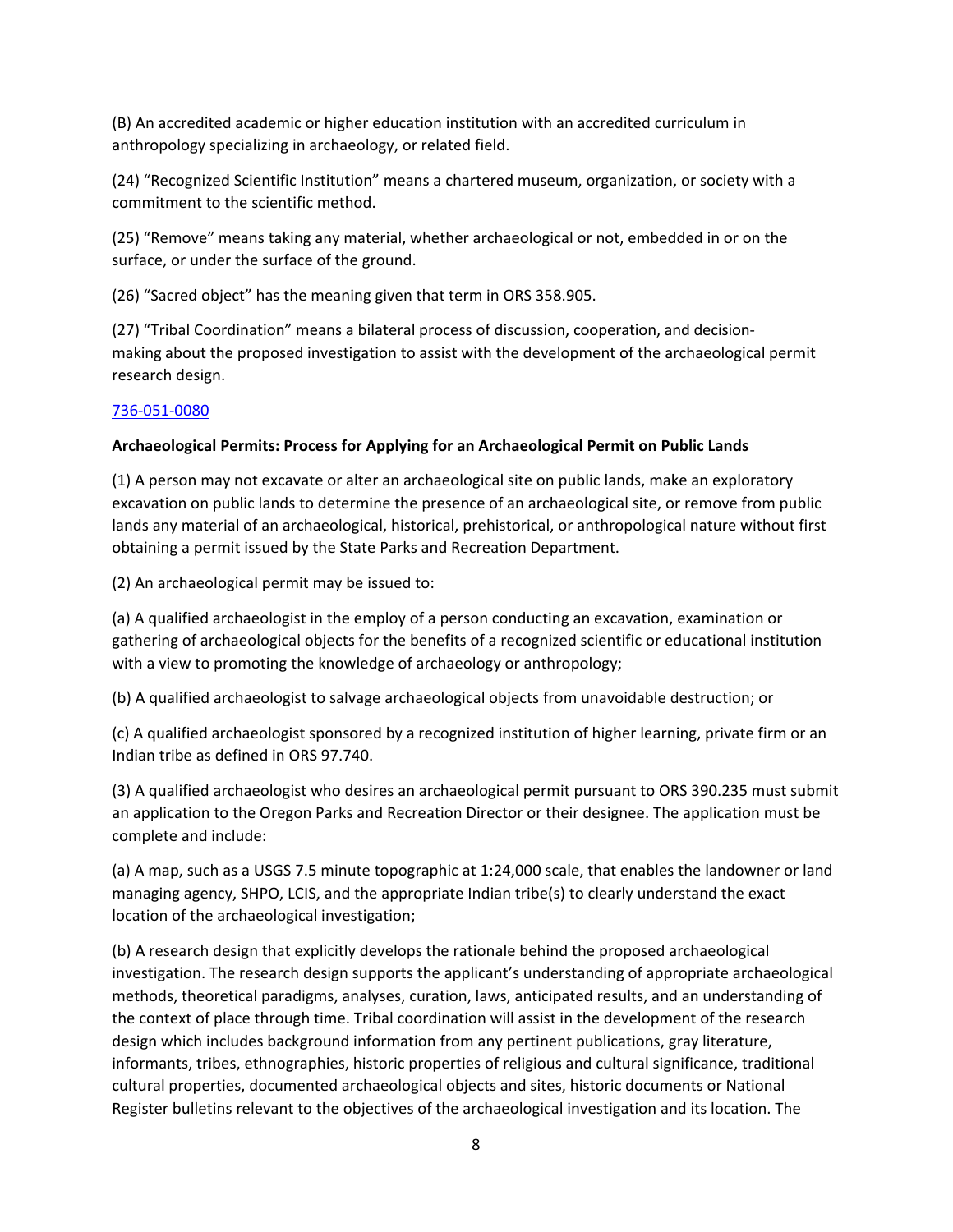(B) An accredited academic or higher education institution with an accredited curriculum in anthropology specializing in archaeology, or related field.

(24) "Recognized Scientific Institution" means a chartered museum, organization, or society with a commitment to the scientific method.

(25) "Remove" means taking any material, whether archaeological or not, embedded in or on the surface, or under the surface of the ground.

(26) "Sacred object" has the meaning given that term in ORS 358.905.

(27) "Tribal Coordination" means a bilateral process of discussion, cooperation, and decision-making about the proposed investigation to assist with the development of the archaeological permit research design.

[736-051-0080]

**Archaeological Permits: Process for Applying for an Archaeological Permit on Public Lands**

(1) A person may not excavate or alter an archaeological site on public lands, make an exploratory excavation on public lands to determine the presence of an archaeological site, or remove from public lands any material of an archaeological, historical, prehistorical, or anthropological nature without first obtaining a permit issued by the State Parks and Recreation Department.

(2) An archaeological permit may be issued to:

(a) A qualified archaeologist in the employ of a person conducting an excavation, examination or gathering of archaeological objects for the benefits of a recognized scientific or educational institution with a view to promoting the knowledge of archaeology or anthropology;

(b) A qualified archaeologist to salvage archaeological objects from unavoidable destruction; or

(c) A qualified archaeologist sponsored by a recognized institution of higher learning, private firm or an Indian tribe as defined in ORS 97.740.

(3) A qualified archaeologist who desires an archaeological permit pursuant to ORS 390.235 must submit an application to the Oregon Parks and Recreation Director or their designee. The application must be complete and include:

(a) A map, such as a USGS 7.5 minute topographic at 1:24,000 scale, that enables the landowner or land managing agency, SHPO, LCIS, and the appropriate Indian tribe(s) to clearly understand the exact location of the archaeological investigation;

(b) A research design that explicitly develops the rationale behind the proposed archaeological investigation. The research design supports the applicant's understanding of appropriate archaeological methods, theoretical paradigms, analyses, curation, laws, anticipated results, and an understanding of the context of place through time. Tribal coordination will assist in the development of the research design which includes background information from any pertinent publications, gray literature, informants, tribes, ethnographies, historic properties of religious and cultural significance, traditional cultural properties, documented archaeological objects and sites, historic documents or National Register bulletins relevant to the objectives of the archaeological investigation and its location. The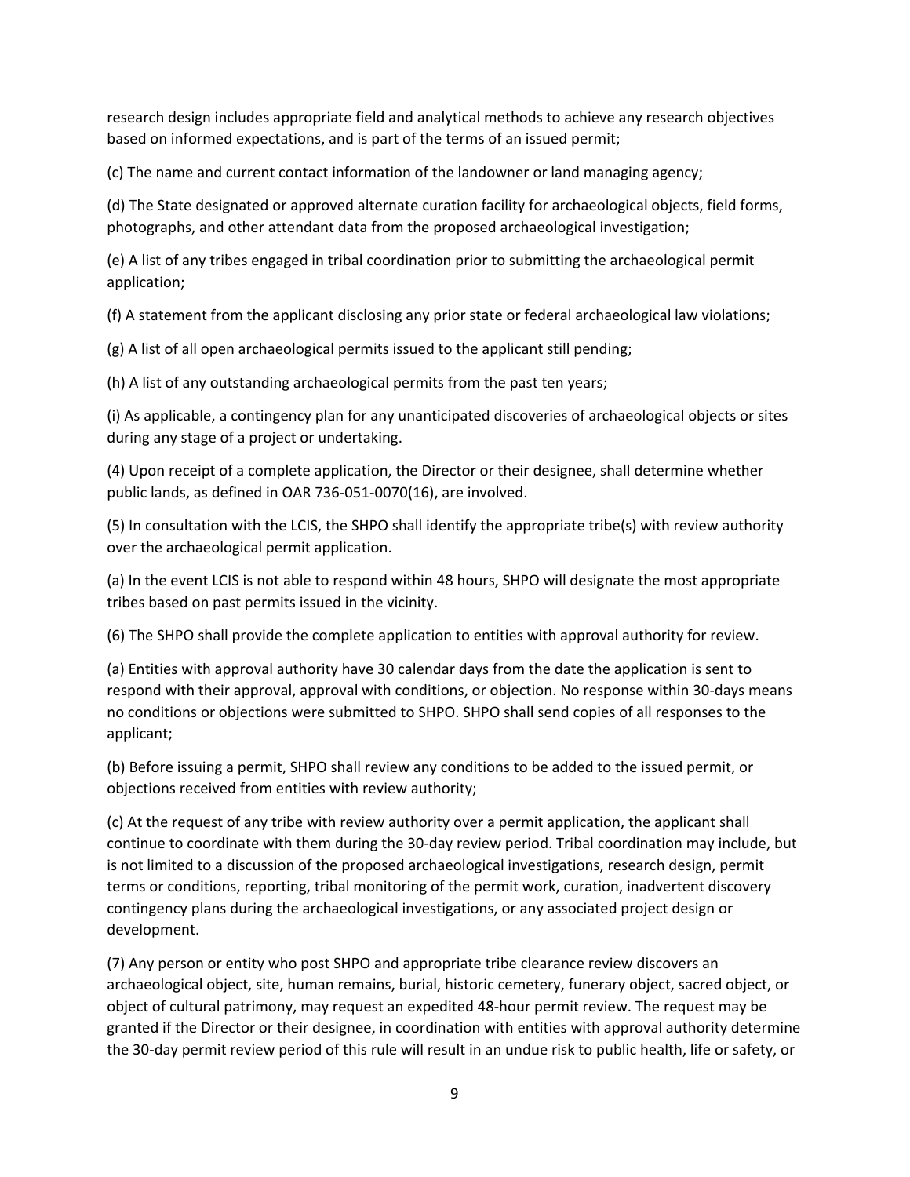research design includes appropriate field and analytical methods to achieve any research objectives based on informed expectations, and is part of the terms of an issued permit;

(c) The name and current contact information of the landowner or land managing agency;

(d) The State designated or approved alternate curation facility for archaeological objects, field forms, photographs, and other attendant data from the proposed archaeological investigation;

(e) A list of any tribes engaged in tribal coordination prior to submitting the archaeological permit application;

(f) A statement from the applicant disclosing any prior state or federal archaeological law violations;

(g) A list of all open archaeological permits issued to the applicant still pending;

(h) A list of any outstanding archaeological permits from the past ten years;

(i) As applicable, a contingency plan for any unanticipated discoveries of archaeological objects or sites during any stage of a project or undertaking.

(4) Upon receipt of a complete application, the Director or their designee, shall determine whether public lands, as defined in OAR 736-051-0070(16), are involved.

(5) In consultation with the LCIS, the SHPO shall identify the appropriate tribe(s) with review authority over the archaeological permit application.

(a) In the event LCIS is not able to respond within 48 hours, SHPO will designate the most appropriate tribes based on past permits issued in the vicinity.

(6) The SHPO shall provide the complete application to entities with approval authority for review.

(a) Entities with approval authority have 30 calendar days from the date the application is sent to respond with their approval, approval with conditions, or objection. No response within 30-days means no conditions or objections were submitted to SHPO. SHPO shall send copies of all responses to the applicant;

(b) Before issuing a permit, SHPO shall review any conditions to be added to the issued permit, or objections received from entities with review authority;

(c) At the request of any tribe with review authority over a permit application, the applicant shall continue to coordinate with them during the 30-day review period. Tribal coordination may include, but is not limited to a discussion of the proposed archaeological investigations, research design, permit terms or conditions, reporting, tribal monitoring of the permit work, curation, inadvertent discovery contingency plans during the archaeological investigations, or any associated project design or development.

(7) Any person or entity who post SHPO and appropriate tribe clearance review discovers an archaeological object, site, human remains, burial, historic cemetery, funerary object, sacred object, or object of cultural patrimony, may request an expedited 48-hour permit review. The request may be granted if the Director or their designee, in coordination with entities with approval authority determine the 30-day permit review period of this rule will result in an undue risk to public health, life or safety, or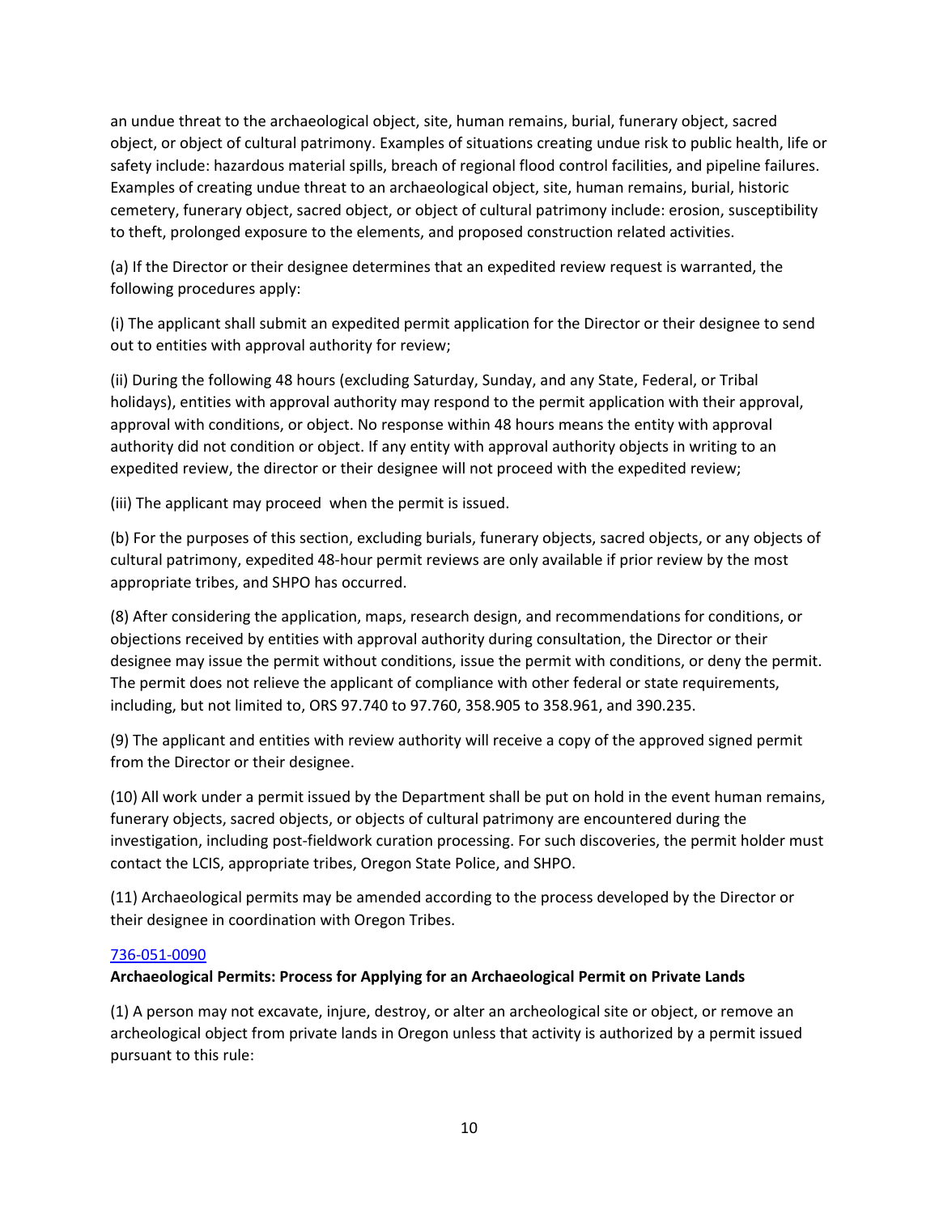an undue threat to the archaeological object, site, human remains, burial, funerary object, sacred object, or object of cultural patrimony. Examples of situations creating undue risk to public health, life or safety include: hazardous material spills, breach of regional flood control facilities, and pipeline failures. Examples of creating undue threat to an archaeological object, site, human remains, burial, historic cemetery, funerary object, sacred object, or object of cultural patrimony include: erosion, susceptibility to theft, prolonged exposure to the elements, and proposed construction related activities.

(a) If the Director or their designee determines that an expedited review request is warranted, the following procedures apply:

(i) The applicant shall submit an expedited permit application for the Director or their designee to send out to entities with approval authority for review;

(ii) During the following 48 hours (excluding Saturday, Sunday, and any State, Federal, or Tribal holidays), entities with approval authority may respond to the permit application with their approval, approval with conditions, or object. No response within 48 hours means the entity with approval authority did not condition or object. If any entity with approval authority objects in writing to an expedited review, the director or their designee will not proceed with the expedited review;

(iii) The applicant may proceed when the permit is issued.

(b) For the purposes of this section, excluding burials, funerary objects, sacred objects, or any objects of cultural patrimony, expedited 48-hour permit reviews are only available if prior review by the most appropriate tribes, and SHPO has occurred.

(8) After considering the application, maps, research design, and recommendations for conditions, or objections received by entities with approval authority during consultation, the Director or their designee may issue the permit without conditions, issue the permit with conditions, or deny the permit. The permit does not relieve the applicant of compliance with other federal or state requirements, including, but not limited to, ORS 97.740 to 97.760, 358.905 to 358.961, and 390.235.

(9) The applicant and entities with review authority will receive a copy of the approved signed permit from the Director or their designee.

(10) All work under a permit issued by the Department shall be put on hold in the event human remains, funerary objects, sacred objects, or objects of cultural patrimony are encountered during the investigation, including post-fieldwork curation processing. For such discoveries, the permit holder must contact the LCIS, appropriate tribes, Oregon State Police, and SHPO.

(11) Archaeological permits may be amended according to the process developed by the Director or their designee in coordination with Oregon Tribes.

[736-051-0090]

**Archaeological Permits: Process for Applying for an Archaeological Permit on Private Lands**

(1) A person may not excavate, injure, destroy, or alter an archeological site or object, or remove an archeological object from private lands in Oregon unless that activity is authorized by a permit issued pursuant to this rule: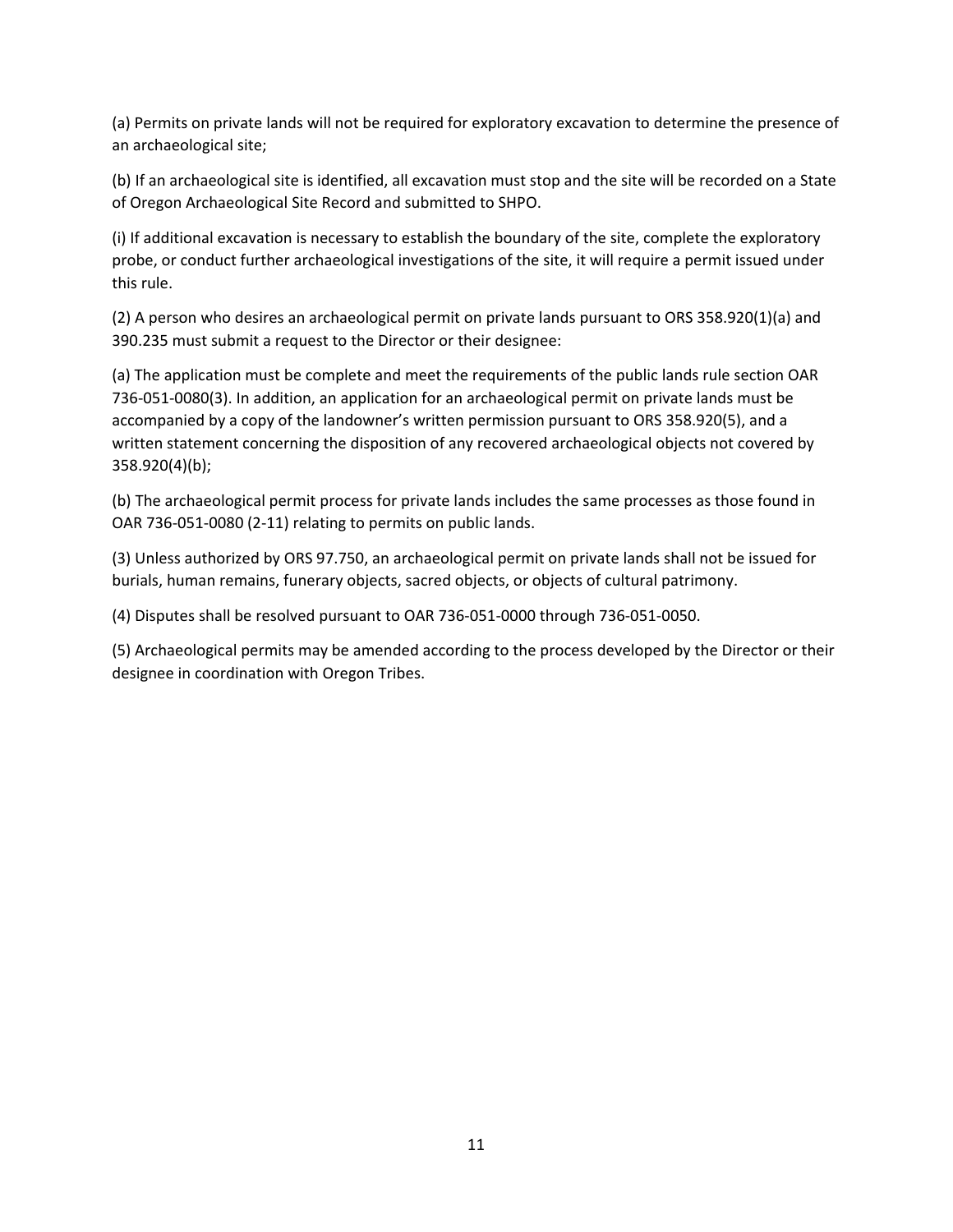(a) Permits on private lands will not be required for exploratory excavation to determine the presence of an archaeological site;

(b) If an archaeological site is identified, all excavation must stop and the site will be recorded on a State of Oregon Archaeological Site Record and submitted to SHPO.

(i) If additional excavation is necessary to establish the boundary of the site, complete the exploratory probe, or conduct further archaeological investigations of the site, it will require a permit issued under this rule.

(2) A person who desires an archaeological permit on private lands pursuant to ORS 358.920(1)(a) and 390.235 must submit a request to the Director or their designee:

(a) The application must be complete and meet the requirements of the public lands rule section OAR 736-051-0080(3). In addition, an application for an archaeological permit on private lands must be accompanied by a copy of the landowner's written permission pursuant to ORS 358.920(5), and a written statement concerning the disposition of any recovered archaeological objects not covered by 358.920(4)(b);

(b) The archaeological permit process for private lands includes the same processes as those found in OAR 736-051-0080 (2-11) relating to permits on public lands.

(3) Unless authorized by ORS 97.750, an archaeological permit on private lands shall not be issued for burials, human remains, funerary objects, sacred objects, or objects of cultural patrimony.

(4) Disputes shall be resolved pursuant to OAR 736-051-0000 through 736-051-0050.

(5) Archaeological permits may be amended according to the process developed by the Director or their designee in coordination with Oregon Tribes.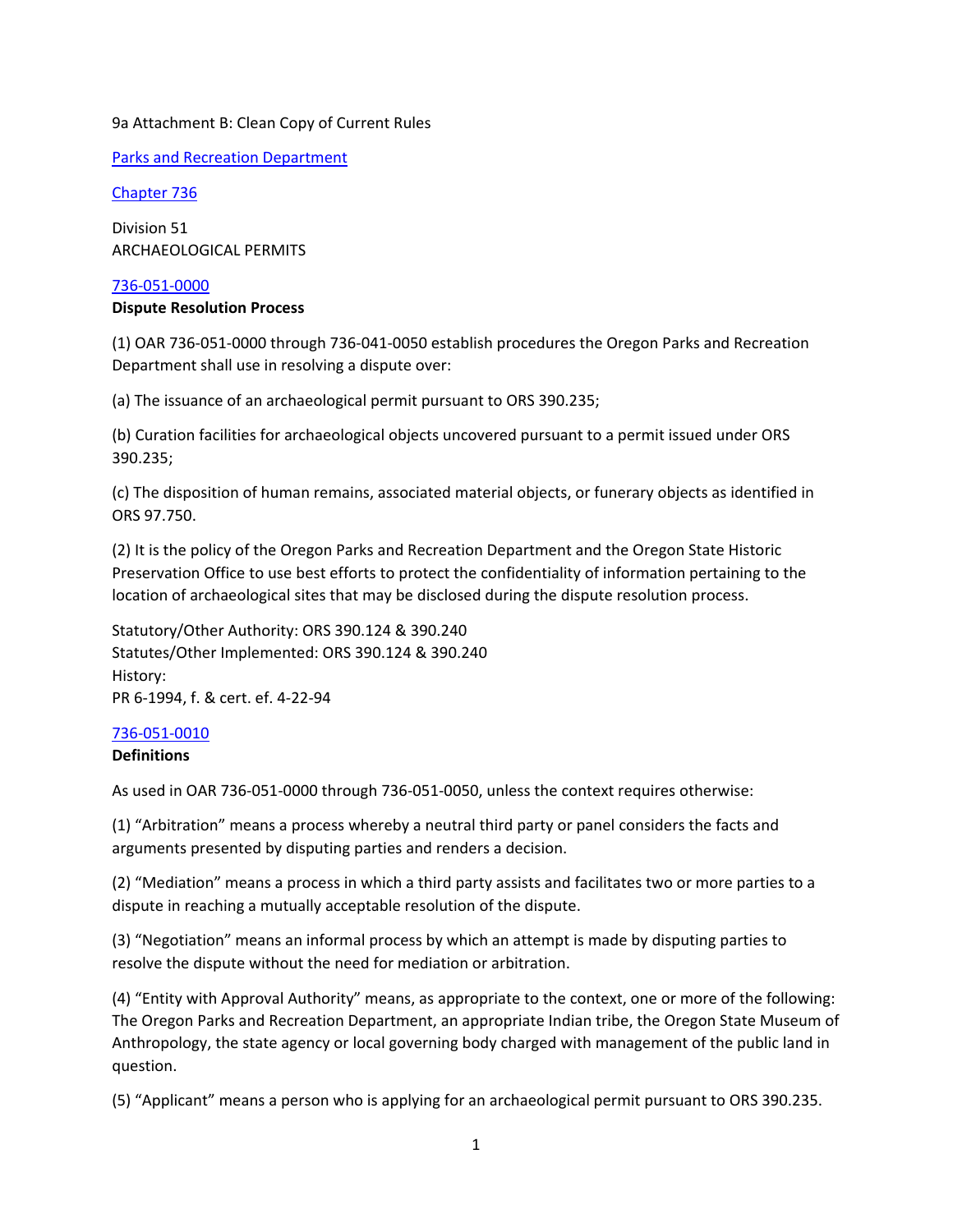9a Attachment B: Clean Copy of Current Rules

[Parks and Recreation Department](#)

[Chapter 736](#)

Division 51
ARCHAEOLOGICAL PERMITS

[736-051-0000](#)
**Dispute Resolution Process**

(1) OAR 736-051-0000 through 736-041-0050 establish procedures the Oregon Parks and Recreation Department shall use in resolving a dispute over:

(a) The issuance of an archaeological permit pursuant to ORS 390.235;

(b) Curation facilities for archaeological objects uncovered pursuant to a permit issued under ORS 390.235;

(c) The disposition of human remains, associated material objects, or funerary objects as identified in ORS 97.750.

(2) It is the policy of the Oregon Parks and Recreation Department and the Oregon State Historic Preservation Office to use best efforts to protect the confidentiality of information pertaining to the location of archaeological sites that may be disclosed during the dispute resolution process.

Statutory/Other Authority: ORS 390.124 & 390.240
Statutes/Other Implemented: ORS 390.124 & 390.240
History:
PR 6-1994, f. & cert. ef. 4-22-94

[736-051-0010](#)
**Definitions**

As used in OAR 736-051-0000 through 736-051-0050, unless the context requires otherwise:

(1) "Arbitration" means a process whereby a neutral third party or panel considers the facts and arguments presented by disputing parties and renders a decision.

(2) "Mediation" means a process in which a third party assists and facilitates two or more parties to a dispute in reaching a mutually acceptable resolution of the dispute.

(3) "Negotiation" means an informal process by which an attempt is made by disputing parties to resolve the dispute without the need for mediation or arbitration.

(4) "Entity with Approval Authority" means, as appropriate to the context, one or more of the following: The Oregon Parks and Recreation Department, an appropriate Indian tribe, the Oregon State Museum of Anthropology, the state agency or local governing body charged with management of the public land in question.

(5) "Applicant" means a person who is applying for an archaeological permit pursuant to ORS 390.235.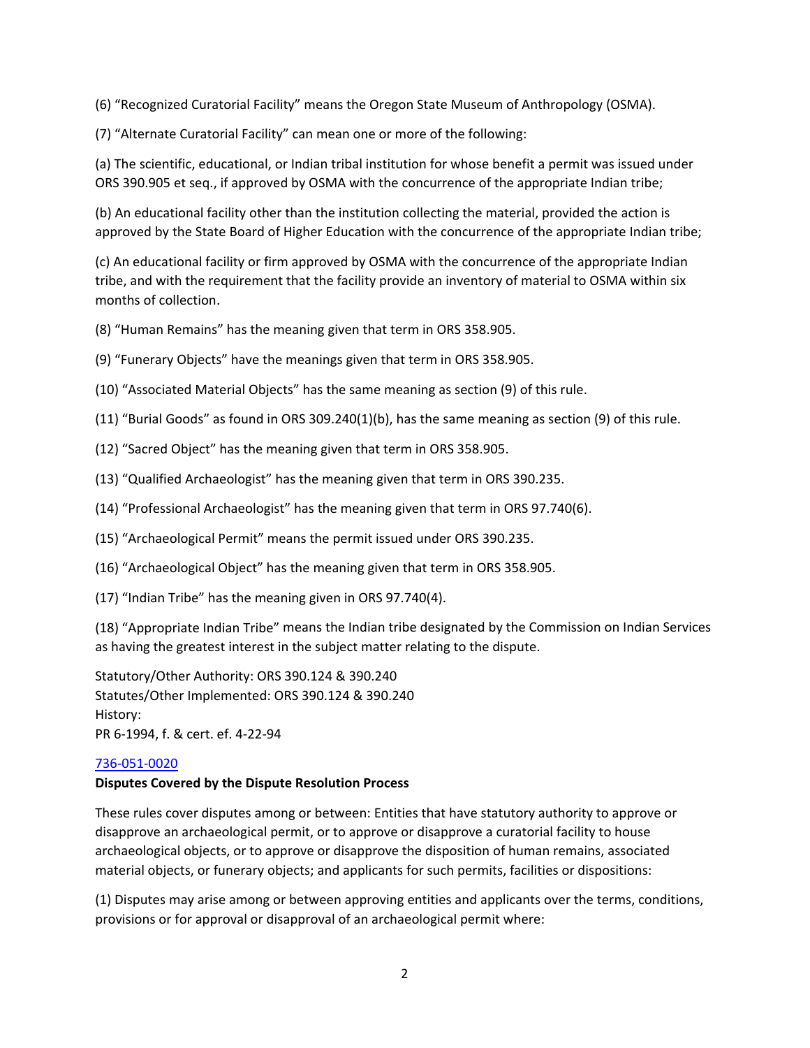(6) “Recognized Curatorial Facility” means the Oregon State Museum of Anthropology (OSMA).

(7) “Alternate Curatorial Facility” can mean one or more of the following:

(a) The scientific, educational, or Indian tribal institution for whose benefit a permit was issued under ORS 390.905 et seq., if approved by OSMA with the concurrence of the appropriate Indian tribe;

(b) An educational facility other than the institution collecting the material, provided the action is approved by the State Board of Higher Education with the concurrence of the appropriate Indian tribe;

(c) An educational facility or firm approved by OSMA with the concurrence of the appropriate Indian tribe, and with the requirement that the facility provide an inventory of material to OSMA within six months of collection.

(8) “Human Remains” has the meaning given that term in ORS 358.905.

(9) “Funerary Objects” have the meanings given that term in ORS 358.905.

(10) “Associated Material Objects” has the same meaning as section (9) of this rule.

(11) “Burial Goods” as found in ORS 309.240(1)(b), has the same meaning as section (9) of this rule.

(12) “Sacred Object” has the meaning given that term in ORS 358.905.

(13) “Qualified Archaeologist” has the meaning given that term in ORS 390.235.

(14) “Professional Archaeologist” has the meaning given that term in ORS 97.740(6).

(15) “Archaeological Permit” means the permit issued under ORS 390.235.

(16) “Archaeological Object” has the meaning given that term in ORS 358.905.

(17) “Indian Tribe” has the meaning given in ORS 97.740(4).

(18) “Appropriate Indian Tribe” means the Indian tribe designated by the Commission on Indian Services as having the greatest interest in the subject matter relating to the dispute.

Statutory/Other Authority: ORS 390.124 & 390.240
Statutes/Other Implemented: ORS 390.124 & 390.240
History:
PR 6-1994, f. & cert. ef. 4-22-94

736-051-0020

**Disputes Covered by the Dispute Resolution Process**

These rules cover disputes among or between: Entities that have statutory authority to approve or disapprove an archaeological permit, or to approve or disapprove a curatorial facility to house archaeological objects, or to approve or disapprove the disposition of human remains, associated material objects, or funerary objects; and applicants for such permits, facilities or dispositions:

(1) Disputes may arise among or between approving entities and applicants over the terms, conditions, provisions or for approval or disapproval of an archaeological permit where: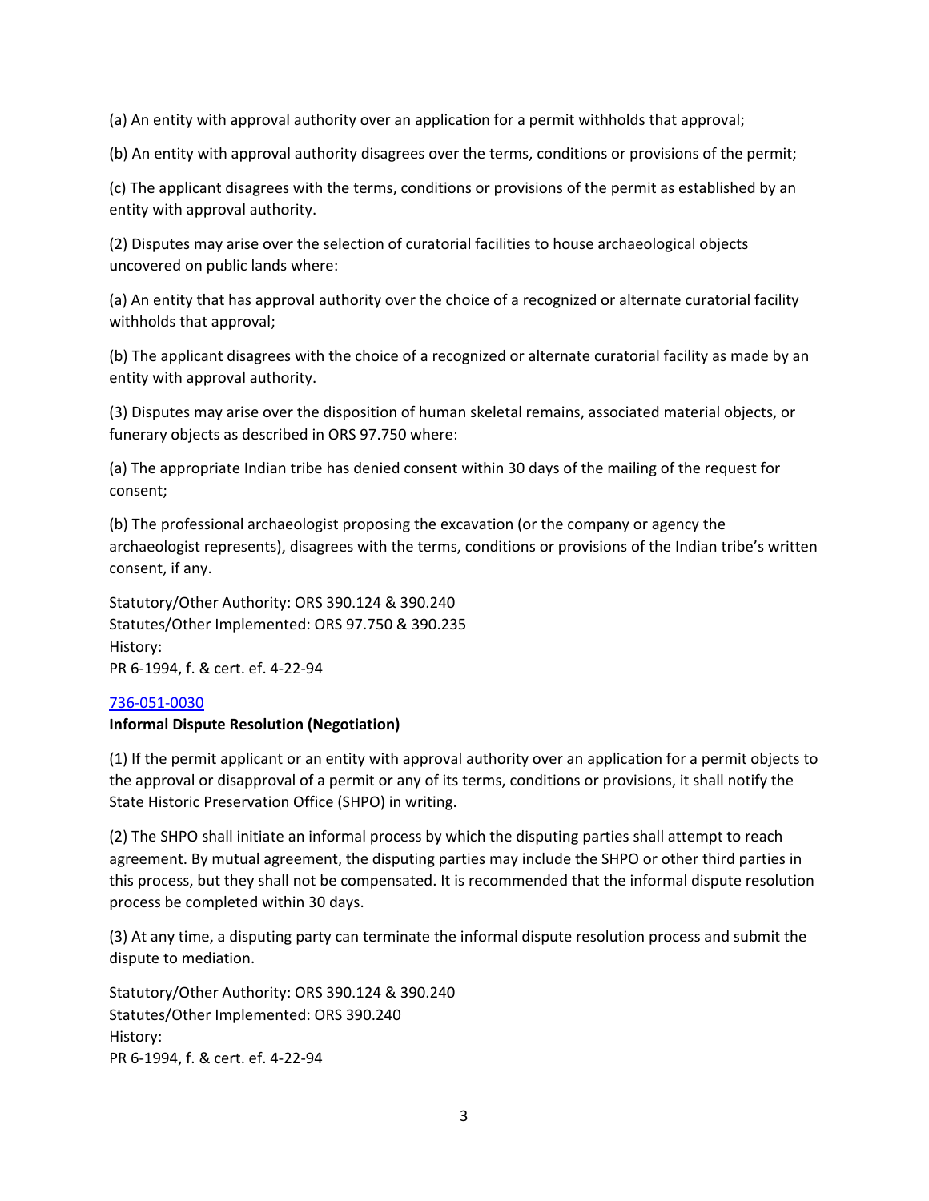(a) An entity with approval authority over an application for a permit withholds that approval;

(b) An entity with approval authority disagrees over the terms, conditions or provisions of the permit;

(c) The applicant disagrees with the terms, conditions or provisions of the permit as established by an entity with approval authority.

(2) Disputes may arise over the selection of curatorial facilities to house archaeological objects uncovered on public lands where:

(a) An entity that has approval authority over the choice of a recognized or alternate curatorial facility withholds that approval;

(b) The applicant disagrees with the choice of a recognized or alternate curatorial facility as made by an entity with approval authority.

(3) Disputes may arise over the disposition of human skeletal remains, associated material objects, or funerary objects as described in ORS 97.750 where:

(a) The appropriate Indian tribe has denied consent within 30 days of the mailing of the request for consent;

(b) The professional archaeologist proposing the excavation (or the company or agency the archaeologist represents), disagrees with the terms, conditions or provisions of the Indian tribe's written consent, if any.

Statutory/Other Authority: ORS 390.124 & 390.240
Statutes/Other Implemented: ORS 97.750 & 390.235
History:
PR 6-1994, f. & cert. ef. 4-22-94

[736-051-0030]

**Informal Dispute Resolution (Negotiation)**

(1) If the permit applicant or an entity with approval authority over an application for a permit objects to the approval or disapproval of a permit or any of its terms, conditions or provisions, it shall notify the State Historic Preservation Office (SHPO) in writing.

(2) The SHPO shall initiate an informal process by which the disputing parties shall attempt to reach agreement. By mutual agreement, the disputing parties may include the SHPO or other third parties in this process, but they shall not be compensated. It is recommended that the informal dispute resolution process be completed within 30 days.

(3) At any time, a disputing party can terminate the informal dispute resolution process and submit the dispute to mediation.

Statutory/Other Authority: ORS 390.124 & 390.240
Statutes/Other Implemented: ORS 390.240
History:
PR 6-1994, f. & cert. ef. 4-22-94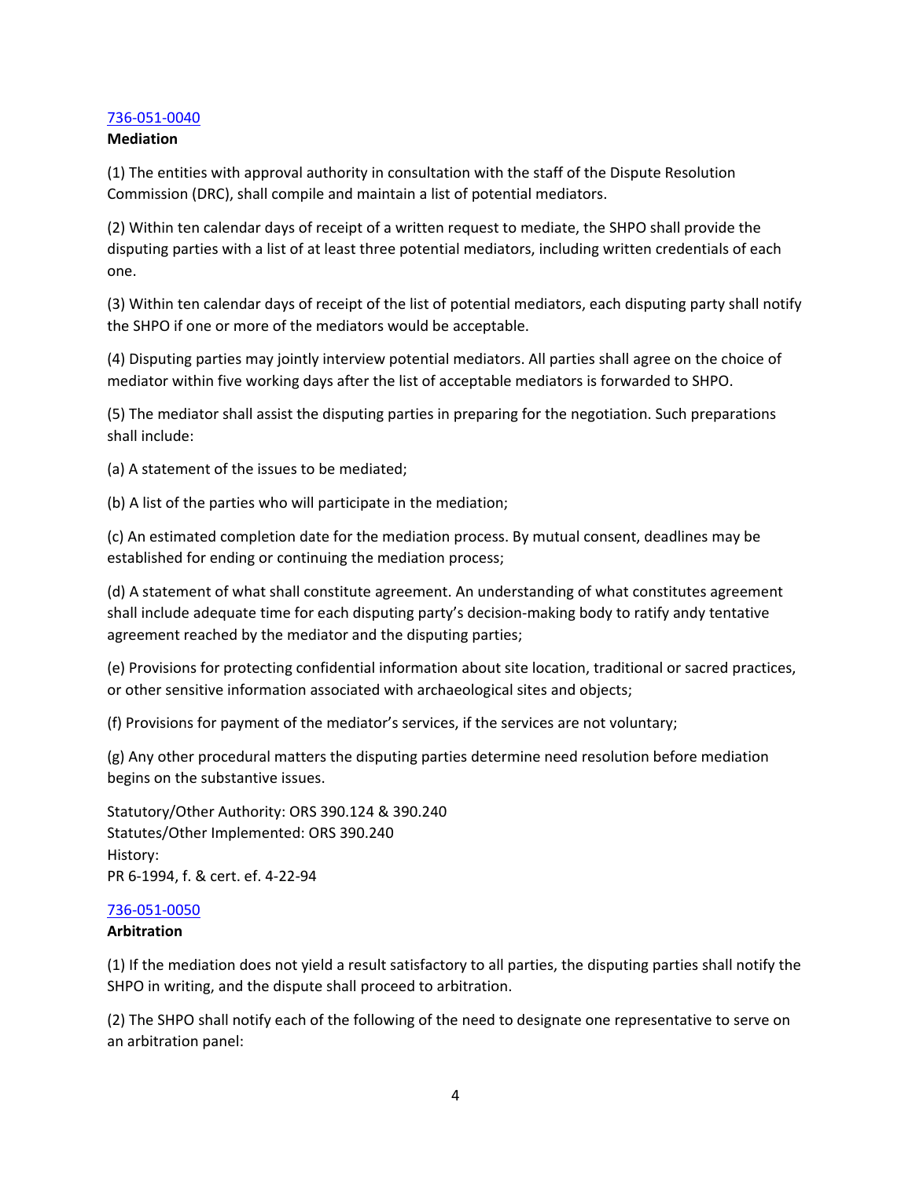[736-051-0040](#)
**Mediation**

(1) The entities with approval authority in consultation with the staff of the Dispute Resolution Commission (DRC), shall compile and maintain a list of potential mediators.

(2) Within ten calendar days of receipt of a written request to mediate, the SHPO shall provide the disputing parties with a list of at least three potential mediators, including written credentials of each one.

(3) Within ten calendar days of receipt of the list of potential mediators, each disputing party shall notify the SHPO if one or more of the mediators would be acceptable.

(4) Disputing parties may jointly interview potential mediators. All parties shall agree on the choice of mediator within five working days after the list of acceptable mediators is forwarded to SHPO.

(5) The mediator shall assist the disputing parties in preparing for the negotiation. Such preparations shall include:

(a) A statement of the issues to be mediated;

(b) A list of the parties who will participate in the mediation;

(c) An estimated completion date for the mediation process. By mutual consent, deadlines may be established for ending or continuing the mediation process;

(d) A statement of what shall constitute agreement. An understanding of what constitutes agreement shall include adequate time for each disputing party's decision-making body to ratify andy tentative agreement reached by the mediator and the disputing parties;

(e) Provisions for protecting confidential information about site location, traditional or sacred practices, or other sensitive information associated with archaeological sites and objects;

(f) Provisions for payment of the mediator's services, if the services are not voluntary;

(g) Any other procedural matters the disputing parties determine need resolution before mediation begins on the substantive issues.

Statutory/Other Authority: ORS 390.124 & 390.240
Statutes/Other Implemented: ORS 390.240
History:
PR 6-1994, f. & cert. ef. 4-22-94

[736-051-0050](#)
**Arbitration**

(1) If the mediation does not yield a result satisfactory to all parties, the disputing parties shall notify the SHPO in writing, and the dispute shall proceed to arbitration.

(2) The SHPO shall notify each of the following of the need to designate one representative to serve on an arbitration panel: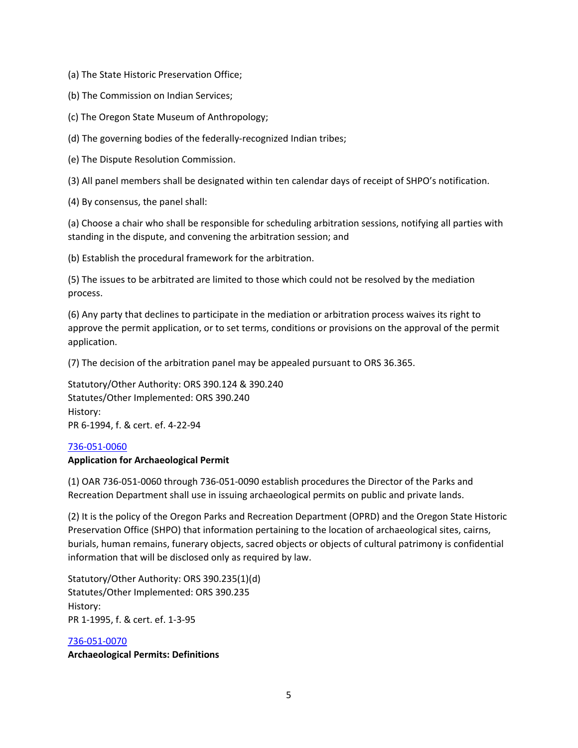(a) The State Historic Preservation Office;

(b) The Commission on Indian Services;

(c) The Oregon State Museum of Anthropology;

(d) The governing bodies of the federally-recognized Indian tribes;

(e) The Dispute Resolution Commission.

(3) All panel members shall be designated within ten calendar days of receipt of SHPO's notification.

(4) By consensus, the panel shall:

(a) Choose a chair who shall be responsible for scheduling arbitration sessions, notifying all parties with standing in the dispute, and convening the arbitration session; and

(b) Establish the procedural framework for the arbitration.

(5) The issues to be arbitrated are limited to those which could not be resolved by the mediation process.

(6) Any party that declines to participate in the mediation or arbitration process waives its right to approve the permit application, or to set terms, conditions or provisions on the approval of the permit application.

(7) The decision of the arbitration panel may be appealed pursuant to ORS 36.365.

Statutory/Other Authority: ORS 390.124 & 390.240
Statutes/Other Implemented: ORS 390.240
History:
PR 6-1994, f. & cert. ef. 4-22-94

736-051-0060
**Application for Archaeological Permit**

(1) OAR 736-051-0060 through 736-051-0090 establish procedures the Director of the Parks and Recreation Department shall use in issuing archaeological permits on public and private lands.

(2) It is the policy of the Oregon Parks and Recreation Department (OPRD) and the Oregon State Historic Preservation Office (SHPO) that information pertaining to the location of archaeological sites, cairns, burials, human remains, funerary objects, sacred objects or objects of cultural patrimony is confidential information that will be disclosed only as required by law.

Statutory/Other Authority: ORS 390.235(1)(d)
Statutes/Other Implemented: ORS 390.235
History:
PR 1-1995, f. & cert. ef. 1-3-95

736-051-0070
**Archaeological Permits: Definitions**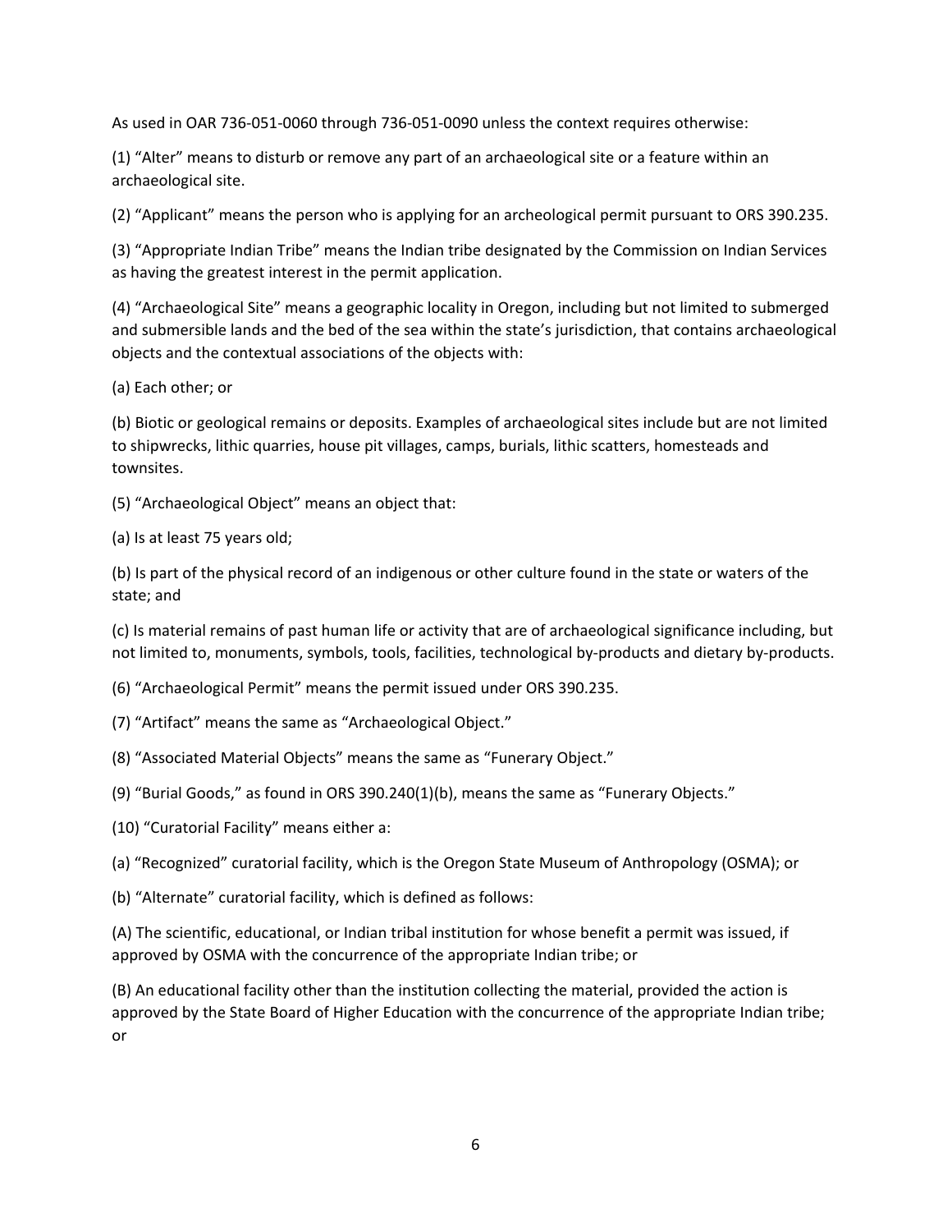As used in OAR 736-051-0060 through 736-051-0090 unless the context requires otherwise:

(1) “Alter” means to disturb or remove any part of an archaeological site or a feature within an archaeological site.

(2) “Applicant” means the person who is applying for an archeological permit pursuant to ORS 390.235.

(3) “Appropriate Indian Tribe” means the Indian tribe designated by the Commission on Indian Services as having the greatest interest in the permit application.

(4) “Archaeological Site” means a geographic locality in Oregon, including but not limited to submerged and submersible lands and the bed of the sea within the state’s jurisdiction, that contains archaeological objects and the contextual associations of the objects with:

(a) Each other; or

(b) Biotic or geological remains or deposits. Examples of archaeological sites include but are not limited to shipwrecks, lithic quarries, house pit villages, camps, burials, lithic scatters, homesteads and townsites.

(5) “Archaeological Object” means an object that:

(a) Is at least 75 years old;

(b) Is part of the physical record of an indigenous or other culture found in the state or waters of the state; and

(c) Is material remains of past human life or activity that are of archaeological significance including, but not limited to, monuments, symbols, tools, facilities, technological by-products and dietary by-products.

(6) “Archaeological Permit” means the permit issued under ORS 390.235.

(7) “Artifact” means the same as “Archaeological Object.”

(8) “Associated Material Objects” means the same as “Funerary Object.”

(9) “Burial Goods,” as found in ORS 390.240(1)(b), means the same as “Funerary Objects.”

(10) “Curatorial Facility” means either a:

(a) “Recognized” curatorial facility, which is the Oregon State Museum of Anthropology (OSMA); or

(b) “Alternate” curatorial facility, which is defined as follows:

(A) The scientific, educational, or Indian tribal institution for whose benefit a permit was issued, if approved by OSMA with the concurrence of the appropriate Indian tribe; or

(B) An educational facility other than the institution collecting the material, provided the action is approved by the State Board of Higher Education with the concurrence of the appropriate Indian tribe; or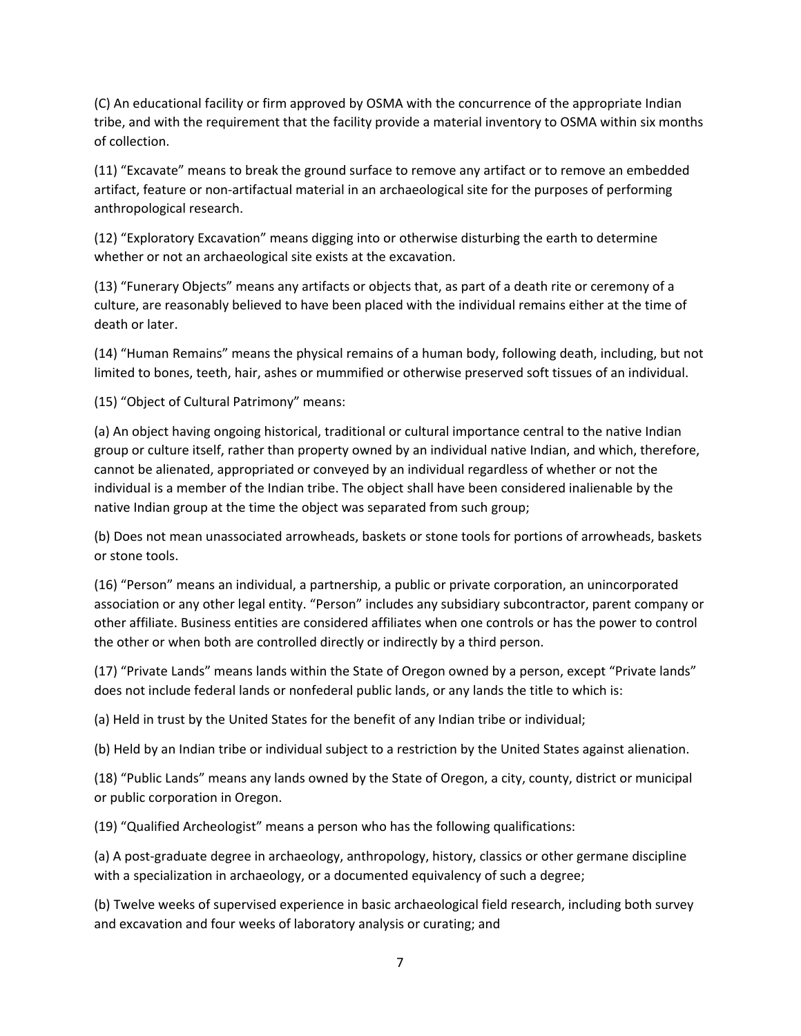(C) An educational facility or firm approved by OSMA with the concurrence of the appropriate Indian tribe, and with the requirement that the facility provide a material inventory to OSMA within six months of collection.

(11) "Excavate" means to break the ground surface to remove any artifact or to remove an embedded artifact, feature or non-artifactual material in an archaeological site for the purposes of performing anthropological research.

(12) "Exploratory Excavation" means digging into or otherwise disturbing the earth to determine whether or not an archaeological site exists at the excavation.

(13) "Funerary Objects" means any artifacts or objects that, as part of a death rite or ceremony of a culture, are reasonably believed to have been placed with the individual remains either at the time of death or later.

(14) "Human Remains" means the physical remains of a human body, following death, including, but not limited to bones, teeth, hair, ashes or mummified or otherwise preserved soft tissues of an individual.

(15) "Object of Cultural Patrimony" means:

(a) An object having ongoing historical, traditional or cultural importance central to the native Indian group or culture itself, rather than property owned by an individual native Indian, and which, therefore, cannot be alienated, appropriated or conveyed by an individual regardless of whether or not the individual is a member of the Indian tribe. The object shall have been considered inalienable by the native Indian group at the time the object was separated from such group;

(b) Does not mean unassociated arrowheads, baskets or stone tools for portions of arrowheads, baskets or stone tools.

(16) "Person" means an individual, a partnership, a public or private corporation, an unincorporated association or any other legal entity. "Person" includes any subsidiary subcontractor, parent company or other affiliate. Business entities are considered affiliates when one controls or has the power to control the other or when both are controlled directly or indirectly by a third person.

(17) "Private Lands" means lands within the State of Oregon owned by a person, except "Private lands" does not include federal lands or nonfederal public lands, or any lands the title to which is:

(a) Held in trust by the United States for the benefit of any Indian tribe or individual;

(b) Held by an Indian tribe or individual subject to a restriction by the United States against alienation.

(18) "Public Lands" means any lands owned by the State of Oregon, a city, county, district or municipal or public corporation in Oregon.

(19) "Qualified Archeologist" means a person who has the following qualifications:

(a) A post-graduate degree in archaeology, anthropology, history, classics or other germane discipline with a specialization in archaeology, or a documented equivalency of such a degree;

(b) Twelve weeks of supervised experience in basic archaeological field research, including both survey and excavation and four weeks of laboratory analysis or curating; and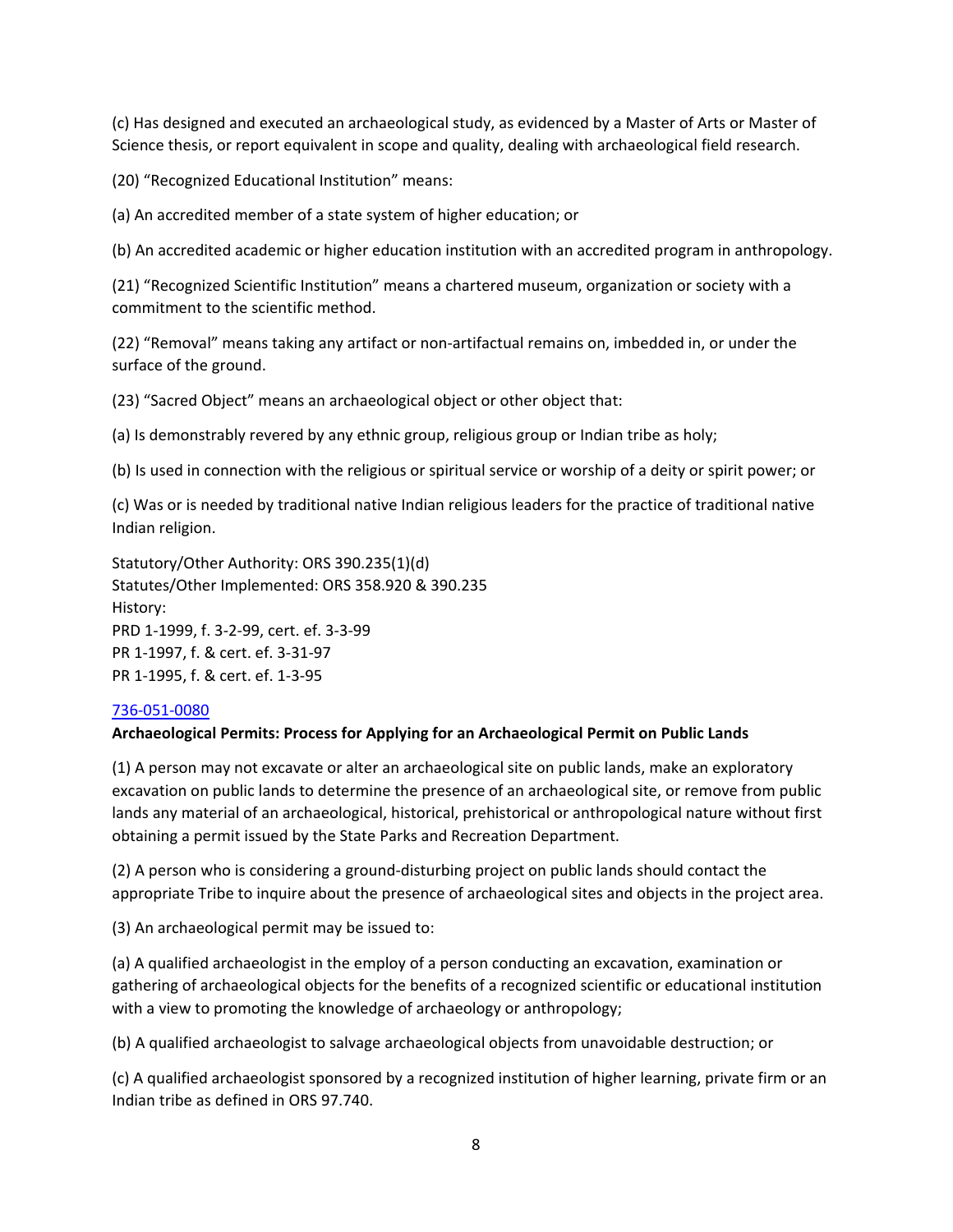(c) Has designed and executed an archaeological study, as evidenced by a Master of Arts or Master of Science thesis, or report equivalent in scope and quality, dealing with archaeological field research.

(20) “Recognized Educational Institution” means:

(a) An accredited member of a state system of higher education; or

(b) An accredited academic or higher education institution with an accredited program in anthropology.

(21) “Recognized Scientific Institution” means a chartered museum, organization or society with a commitment to the scientific method.

(22) “Removal” means taking any artifact or non-artifactual remains on, imbedded in, or under the surface of the ground.

(23) “Sacred Object” means an archaeological object or other object that:

(a) Is demonstrably revered by any ethnic group, religious group or Indian tribe as holy;

(b) Is used in connection with the religious or spiritual service or worship of a deity or spirit power; or

(c) Was or is needed by traditional native Indian religious leaders for the practice of traditional native Indian religion.

Statutory/Other Authority: ORS 390.235(1)(d)
Statutes/Other Implemented: ORS 358.920 & 390.235
History:
PRD 1-1999, f. 3-2-99, cert. ef. 3-3-99
PR 1-1997, f. & cert. ef. 3-31-97
PR 1-1995, f. & cert. ef. 1-3-95

736-051-0080

**Archaeological Permits: Process for Applying for an Archaeological Permit on Public Lands**

(1) A person may not excavate or alter an archaeological site on public lands, make an exploratory excavation on public lands to determine the presence of an archaeological site, or remove from public lands any material of an archaeological, historical, prehistorical or anthropological nature without first obtaining a permit issued by the State Parks and Recreation Department.

(2) A person who is considering a ground-disturbing project on public lands should contact the appropriate Tribe to inquire about the presence of archaeological sites and objects in the project area.

(3) An archaeological permit may be issued to:

(a) A qualified archaeologist in the employ of a person conducting an excavation, examination or gathering of archaeological objects for the benefits of a recognized scientific or educational institution with a view to promoting the knowledge of archaeology or anthropology;

(b) A qualified archaeologist to salvage archaeological objects from unavoidable destruction; or

(c) A qualified archaeologist sponsored by a recognized institution of higher learning, private firm or an Indian tribe as defined in ORS 97.740.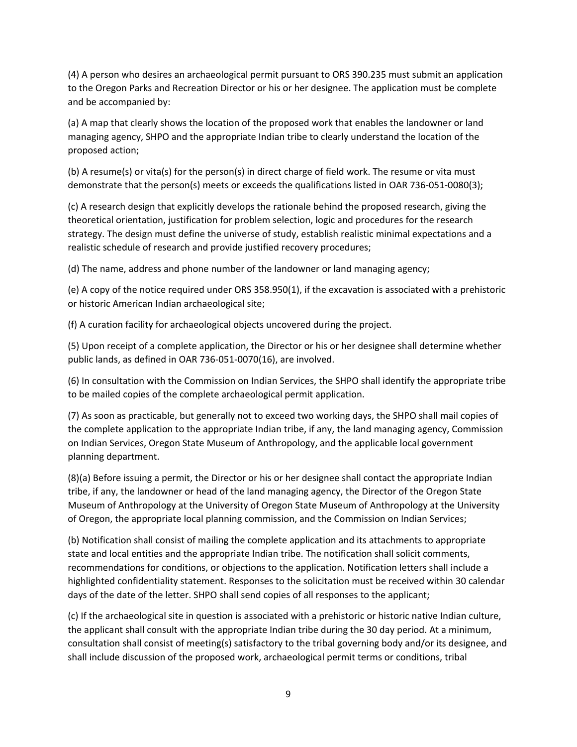(4) A person who desires an archaeological permit pursuant to ORS 390.235 must submit an application to the Oregon Parks and Recreation Director or his or her designee. The application must be complete and be accompanied by:

(a) A map that clearly shows the location of the proposed work that enables the landowner or land managing agency, SHPO and the appropriate Indian tribe to clearly understand the location of the proposed action;

(b) A resume(s) or vita(s) for the person(s) in direct charge of field work. The resume or vita must demonstrate that the person(s) meets or exceeds the qualifications listed in OAR 736-051-0080(3);

(c) A research design that explicitly develops the rationale behind the proposed research, giving the theoretical orientation, justification for problem selection, logic and procedures for the research strategy. The design must define the universe of study, establish realistic minimal expectations and a realistic schedule of research and provide justified recovery procedures;

(d) The name, address and phone number of the landowner or land managing agency;

(e) A copy of the notice required under ORS 358.950(1), if the excavation is associated with a prehistoric or historic American Indian archaeological site;

(f) A curation facility for archaeological objects uncovered during the project.

(5) Upon receipt of a complete application, the Director or his or her designee shall determine whether public lands, as defined in OAR 736-051-0070(16), are involved.

(6) In consultation with the Commission on Indian Services, the SHPO shall identify the appropriate tribe to be mailed copies of the complete archaeological permit application.

(7) As soon as practicable, but generally not to exceed two working days, the SHPO shall mail copies of the complete application to the appropriate Indian tribe, if any, the land managing agency, Commission on Indian Services, Oregon State Museum of Anthropology, and the applicable local government planning department.

(8)(a) Before issuing a permit, the Director or his or her designee shall contact the appropriate Indian tribe, if any, the landowner or head of the land managing agency, the Director of the Oregon State Museum of Anthropology at the University of Oregon State Museum of Anthropology at the University of Oregon, the appropriate local planning commission, and the Commission on Indian Services;

(b) Notification shall consist of mailing the complete application and its attachments to appropriate state and local entities and the appropriate Indian tribe. The notification shall solicit comments, recommendations for conditions, or objections to the application. Notification letters shall include a highlighted confidentiality statement. Responses to the solicitation must be received within 30 calendar days of the date of the letter. SHPO shall send copies of all responses to the applicant;

(c) If the archaeological site in question is associated with a prehistoric or historic native Indian culture, the applicant shall consult with the appropriate Indian tribe during the 30 day period. At a minimum, consultation shall consist of meeting(s) satisfactory to the tribal governing body and/or its designee, and shall include discussion of the proposed work, archaeological permit terms or conditions, tribal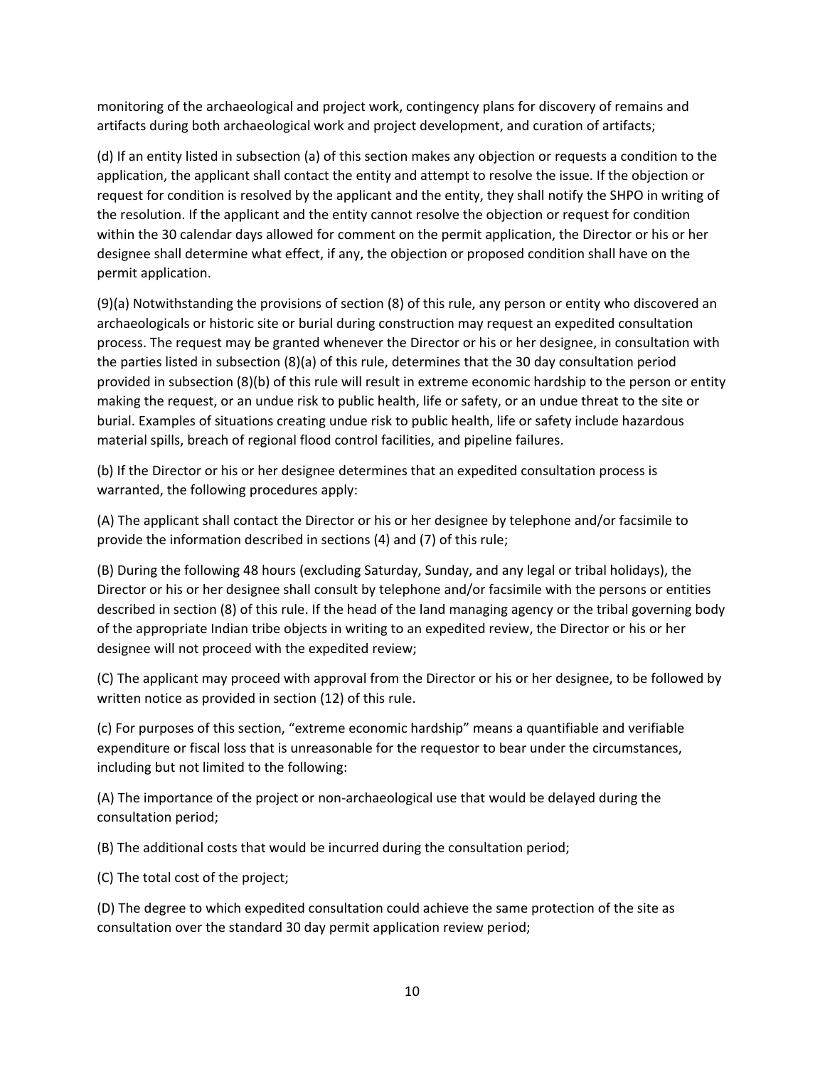monitoring of the archaeological and project work, contingency plans for discovery of remains and artifacts during both archaeological work and project development, and curation of artifacts;

(d) If an entity listed in subsection (a) of this section makes any objection or requests a condition to the application, the applicant shall contact the entity and attempt to resolve the issue. If the objection or request for condition is resolved by the applicant and the entity, they shall notify the SHPO in writing of the resolution. If the applicant and the entity cannot resolve the objection or request for condition within the 30 calendar days allowed for comment on the permit application, the Director or his or her designee shall determine what effect, if any, the objection or proposed condition shall have on the permit application.

(9)(a) Notwithstanding the provisions of section (8) of this rule, any person or entity who discovered an archaeologicals or historic site or burial during construction may request an expedited consultation process. The request may be granted whenever the Director or his or her designee, in consultation with the parties listed in subsection (8)(a) of this rule, determines that the 30 day consultation period provided in subsection (8)(b) of this rule will result in extreme economic hardship to the person or entity making the request, or an undue risk to public health, life or safety, or an undue threat to the site or burial. Examples of situations creating undue risk to public health, life or safety include hazardous material spills, breach of regional flood control facilities, and pipeline failures.

(b) If the Director or his or her designee determines that an expedited consultation process is warranted, the following procedures apply:

(A) The applicant shall contact the Director or his or her designee by telephone and/or facsimile to provide the information described in sections (4) and (7) of this rule;

(B) During the following 48 hours (excluding Saturday, Sunday, and any legal or tribal holidays), the Director or his or her designee shall consult by telephone and/or facsimile with the persons or entities described in section (8) of this rule. If the head of the land managing agency or the tribal governing body of the appropriate Indian tribe objects in writing to an expedited review, the Director or his or her designee will not proceed with the expedited review;

(C) The applicant may proceed with approval from the Director or his or her designee, to be followed by written notice as provided in section (12) of this rule.

(c) For purposes of this section, "extreme economic hardship" means a quantifiable and verifiable expenditure or fiscal loss that is unreasonable for the requestor to bear under the circumstances, including but not limited to the following:

(A) The importance of the project or non-archaeological use that would be delayed during the consultation period;

(B) The additional costs that would be incurred during the consultation period;

(C) The total cost of the project;

(D) The degree to which expedited consultation could achieve the same protection of the site as consultation over the standard 30 day permit application review period;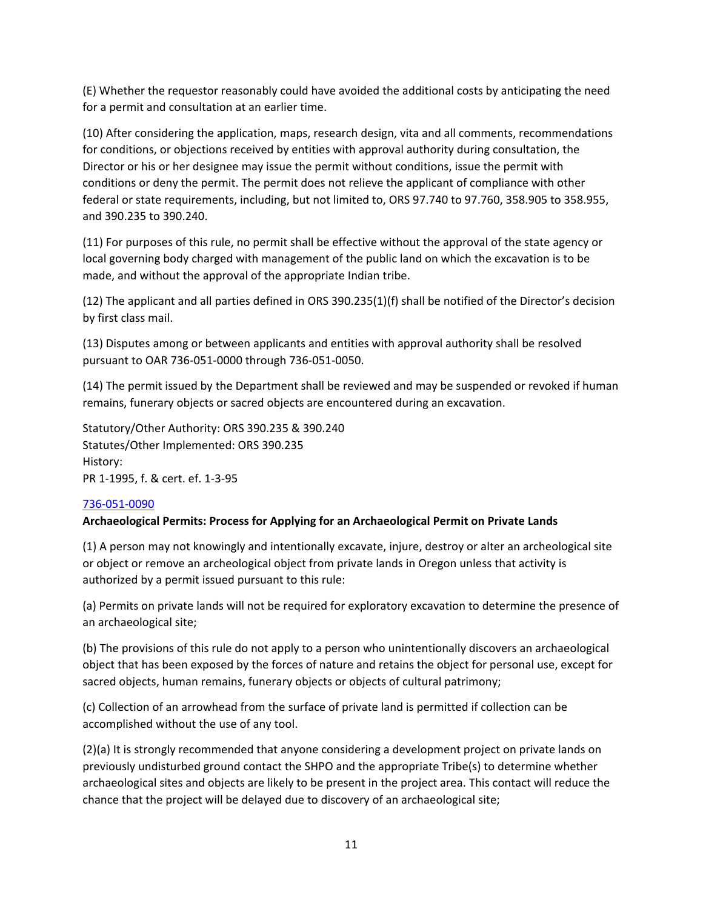(E) Whether the requestor reasonably could have avoided the additional costs by anticipating the need for a permit and consultation at an earlier time.

(10) After considering the application, maps, research design, vita and all comments, recommendations for conditions, or objections received by entities with approval authority during consultation, the Director or his or her designee may issue the permit without conditions, issue the permit with conditions or deny the permit. The permit does not relieve the applicant of compliance with other federal or state requirements, including, but not limited to, ORS 97.740 to 97.760, 358.905 to 358.955, and 390.235 to 390.240.

(11) For purposes of this rule, no permit shall be effective without the approval of the state agency or local governing body charged with management of the public land on which the excavation is to be made, and without the approval of the appropriate Indian tribe.

(12) The applicant and all parties defined in ORS 390.235(1)(f) shall be notified of the Director's decision by first class mail.

(13) Disputes among or between applicants and entities with approval authority shall be resolved pursuant to OAR 736-051-0000 through 736-051-0050.

(14) The permit issued by the Department shall be reviewed and may be suspended or revoked if human remains, funerary objects or sacred objects are encountered during an excavation.

Statutory/Other Authority: ORS 390.235 & 390.240
Statutes/Other Implemented: ORS 390.235
History:
PR 1-1995, f. & cert. ef. 1-3-95

736-051-0090

**Archaeological Permits: Process for Applying for an Archaeological Permit on Private Lands**

(1) A person may not knowingly and intentionally excavate, injure, destroy or alter an archeological site or object or remove an archeological object from private lands in Oregon unless that activity is authorized by a permit issued pursuant to this rule:

(a) Permits on private lands will not be required for exploratory excavation to determine the presence of an archaeological site;

(b) The provisions of this rule do not apply to a person who unintentionally discovers an archaeological object that has been exposed by the forces of nature and retains the object for personal use, except for sacred objects, human remains, funerary objects or objects of cultural patrimony;

(c) Collection of an arrowhead from the surface of private land is permitted if collection can be accomplished without the use of any tool.

(2)(a) It is strongly recommended that anyone considering a development project on private lands on previously undisturbed ground contact the SHPO and the appropriate Tribe(s) to determine whether archaeological sites and objects are likely to be present in the project area. This contact will reduce the chance that the project will be delayed due to discovery of an archaeological site;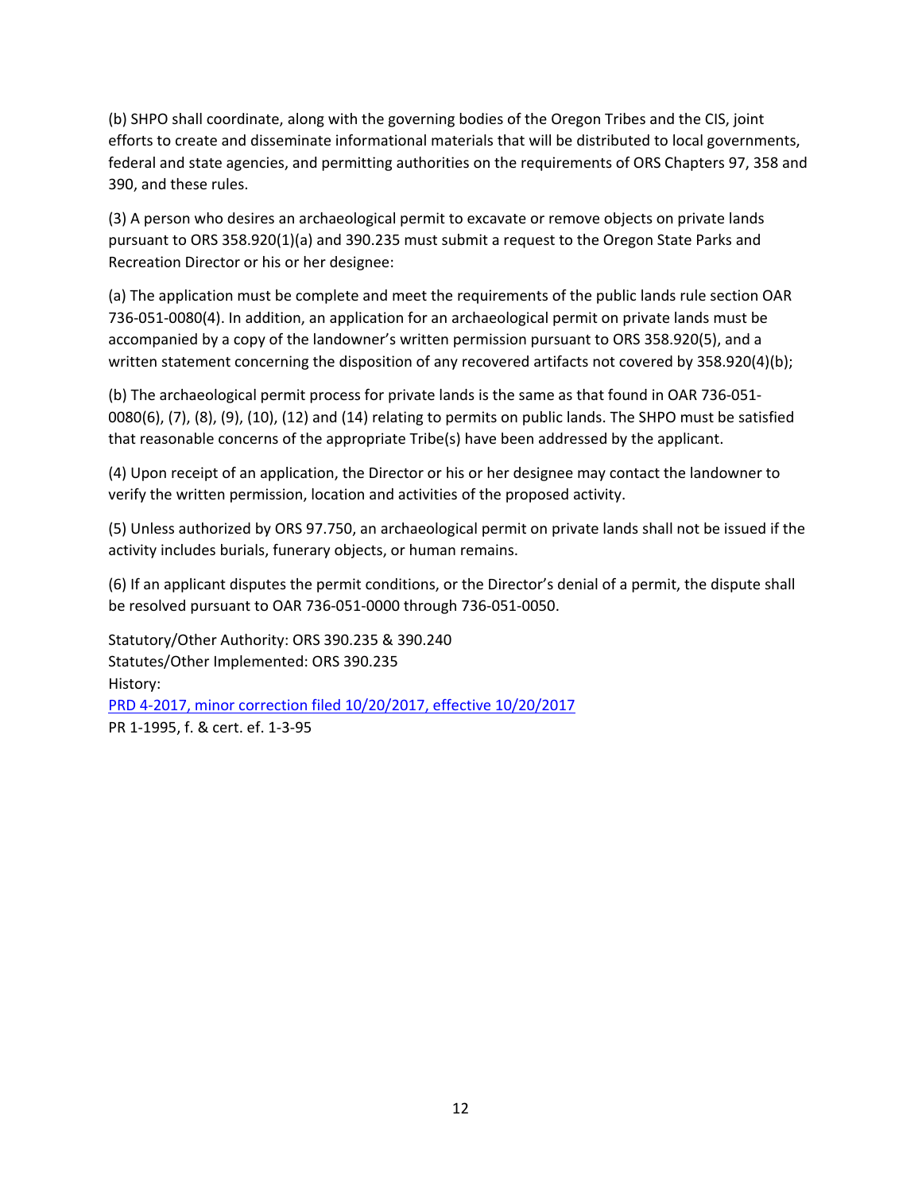(b) SHPO shall coordinate, along with the governing bodies of the Oregon Tribes and the CIS, joint efforts to create and disseminate informational materials that will be distributed to local governments, federal and state agencies, and permitting authorities on the requirements of ORS Chapters 97, 358 and 390, and these rules.

(3) A person who desires an archaeological permit to excavate or remove objects on private lands pursuant to ORS 358.920(1)(a) and 390.235 must submit a request to the Oregon State Parks and Recreation Director or his or her designee:

(a) The application must be complete and meet the requirements of the public lands rule section OAR 736-051-0080(4). In addition, an application for an archaeological permit on private lands must be accompanied by a copy of the landowner's written permission pursuant to ORS 358.920(5), and a written statement concerning the disposition of any recovered artifacts not covered by 358.920(4)(b);

(b) The archaeological permit process for private lands is the same as that found in OAR 736-051-0080(6), (7), (8), (9), (10), (12) and (14) relating to permits on public lands. The SHPO must be satisfied that reasonable concerns of the appropriate Tribe(s) have been addressed by the applicant.

(4) Upon receipt of an application, the Director or his or her designee may contact the landowner to verify the written permission, location and activities of the proposed activity.

(5) Unless authorized by ORS 97.750, an archaeological permit on private lands shall not be issued if the activity includes burials, funerary objects, or human remains.

(6) If an applicant disputes the permit conditions, or the Director's denial of a permit, the dispute shall be resolved pursuant to OAR 736-051-0000 through 736-051-0050.

Statutory/Other Authority: ORS 390.235 & 390.240
Statutes/Other Implemented: ORS 390.235
History:
PRD 4-2017, minor correction filed 10/20/2017, effective 10/20/2017
PR 1-1995, f. & cert. ef. 1-3-95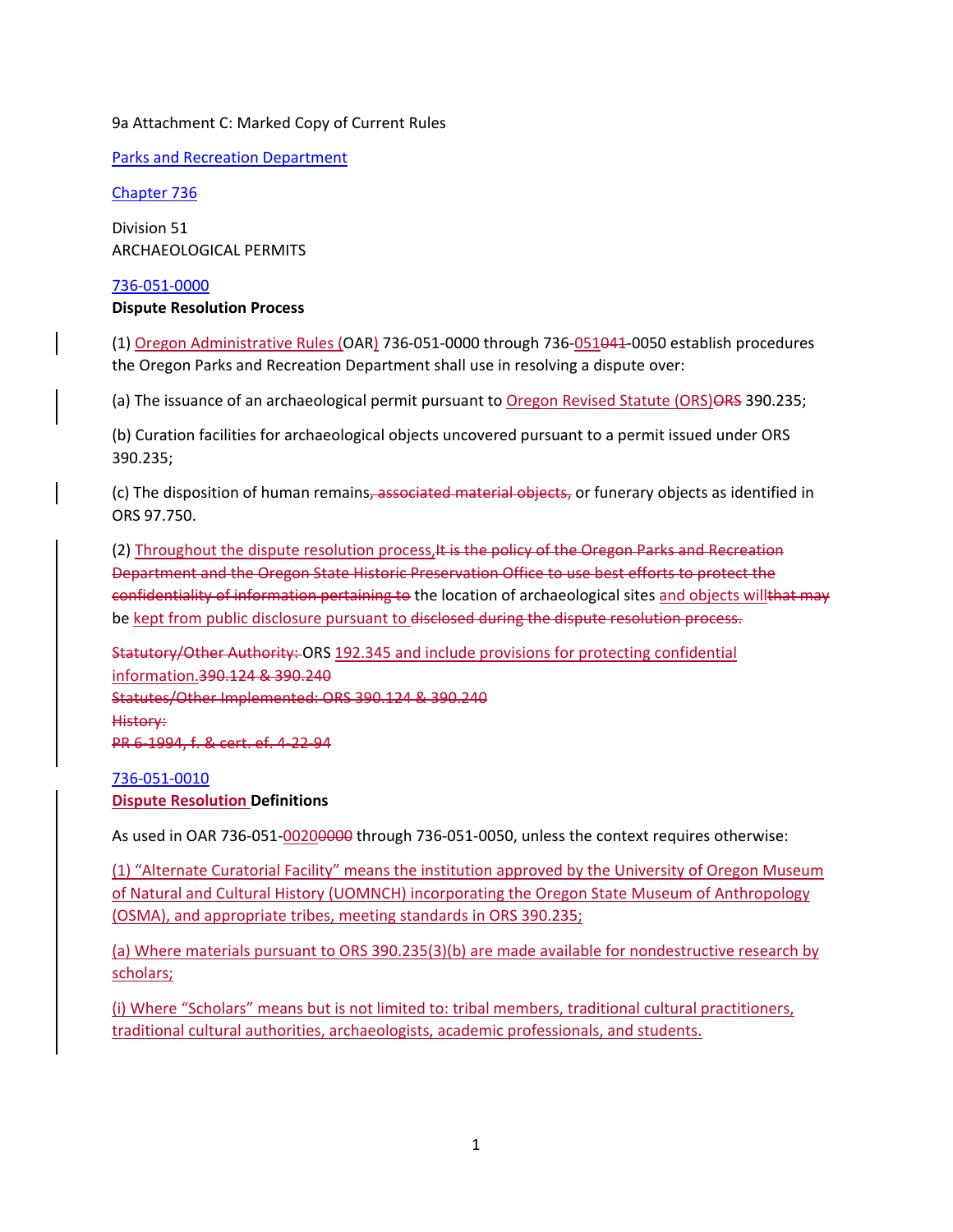9a Attachment C: Marked Copy of Current Rules

Parks and Recreation Department

Chapter 736

Division 51
ARCHAEOLOGICAL PERMITS

736-051-0000
**Dispute Resolution Process**

(1) Oregon Administrative Rules (OAR) 736-051-0000 through 736-051041-0050 establish procedures the Oregon Parks and Recreation Department shall use in resolving a dispute over:

(a) The issuance of an archaeological permit pursuant to Oregon Revised Statute (ORS)ORS 390.235;

(b) Curation facilities for archaeological objects uncovered pursuant to a permit issued under ORS 390.235;

(c) The disposition of human remains, associated material objects, or funerary objects as identified in ORS 97.750.

(2) Throughout the dispute resolution process,It is the policy of the Oregon Parks and Recreation Department and the Oregon State Historic Preservation Office to use best efforts to protect the confidentiality of information pertaining to the location of archaeological sites and objects willthat may be kept from public disclosure pursuant to disclosed during the dispute resolution process.

Statutory/Other Authority: ORS 192.345 and include provisions for protecting confidential information.390.124 & 390.240
Statutes/Other Implemented: ORS 390.124 & 390.240
History:
PR 6-1994, f. & cert. ef. 4-22-94

736-051-0010
**Dispute Resolution Definitions**

As used in OAR 736-051-00200000 through 736-051-0050, unless the context requires otherwise:

(1) "Alternate Curatorial Facility" means the institution approved by the University of Oregon Museum of Natural and Cultural History (UOMNCH) incorporating the Oregon State Museum of Anthropology (OSMA), and appropriate tribes, meeting standards in ORS 390.235;

(a) Where materials pursuant to ORS 390.235(3)(b) are made available for nondestructive research by scholars;

(i) Where "Scholars" means but is not limited to: tribal members, traditional cultural practitioners, traditional cultural authorities, archaeologists, academic professionals, and students.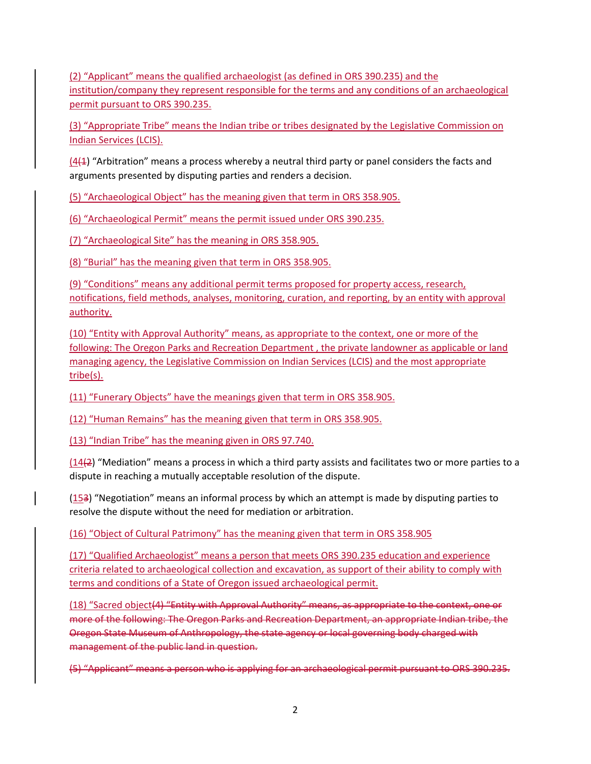(2) “Applicant” means the qualified archaeologist (as defined in ORS 390.235) and the institution/company they represent responsible for the terms and any conditions of an archaeological permit pursuant to ORS 390.235.

(3) “Appropriate Tribe” means the Indian tribe or tribes designated by the Legislative Commission on Indian Services (LCIS).

(4(1) “Arbitration” means a process whereby a neutral third party or panel considers the facts and arguments presented by disputing parties and renders a decision.

(5) “Archaeological Object” has the meaning given that term in ORS 358.905.

(6) “Archaeological Permit” means the permit issued under ORS 390.235.

(7) “Archaeological Site” has the meaning in ORS 358.905.

(8) “Burial” has the meaning given that term in ORS 358.905.

(9) “Conditions” means any additional permit terms proposed for property access, research, notifications, field methods, analyses, monitoring, curation, and reporting, by an entity with approval authority.

(10) “Entity with Approval Authority” means, as appropriate to the context, one or more of the following: The Oregon Parks and Recreation Department , the private landowner as applicable or land managing agency, the Legislative Commission on Indian Services (LCIS) and the most appropriate tribe(s).

(11) “Funerary Objects” have the meanings given that term in ORS 358.905.

(12) “Human Remains” has the meaning given that term in ORS 358.905.

(13) “Indian Tribe” has the meaning given in ORS 97.740.

(14(2) “Mediation” means a process in which a third party assists and facilitates two or more parties to a dispute in reaching a mutually acceptable resolution of the dispute.

(153) “Negotiation” means an informal process by which an attempt is made by disputing parties to resolve the dispute without the need for mediation or arbitration.

(16) “Object of Cultural Patrimony” has the meaning given that term in ORS 358.905

(17) “Qualified Archaeologist” means a person that meets ORS 390.235 education and experience criteria related to archaeological collection and excavation, as support of their ability to comply with terms and conditions of a State of Oregon issued archaeological permit.

(18) “Sacred object~~(4) “Entity with Approval Authority” means, as appropriate to the context, one or more of the following: The Oregon Parks and Recreation Department, an appropriate Indian tribe, the Oregon State Museum of Anthropology, the state agency or local governing body charged with management of the public land in question.~~

~~(5) “Applicant” means a person who is applying for an archaeological permit pursuant to ORS 390.235.~~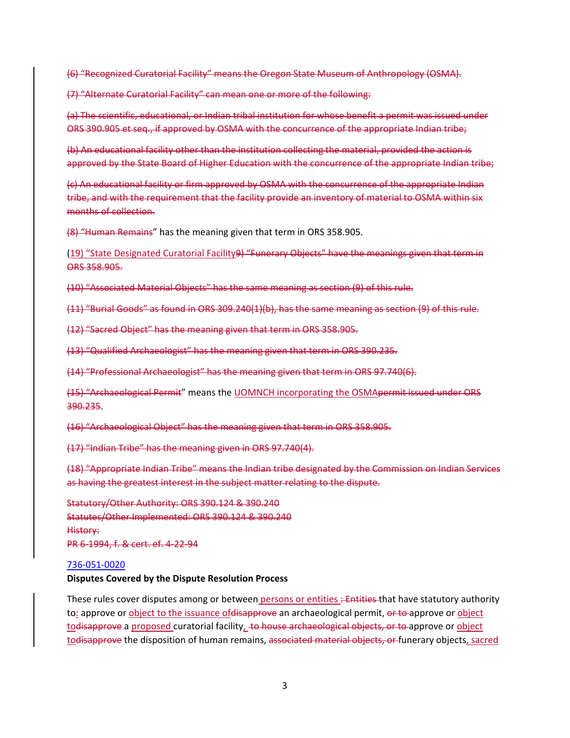(6) "Recognized Curatorial Facility" means the Oregon State Museum of Anthropology (OSMA).

(7) "Alternate Curatorial Facility" can mean one or more of the following:

(a) The scientific, educational, or Indian tribal institution for whose benefit a permit was issued under ORS 390.905 et seq., if approved by OSMA with the concurrence of the appropriate Indian tribe;

(b) An educational facility other than the institution collecting the material, provided the action is approved by the State Board of Higher Education with the concurrence of the appropriate Indian tribe;

(c) An educational facility or firm approved by OSMA with the concurrence of the appropriate Indian tribe, and with the requirement that the facility provide an inventory of material to OSMA within six months of collection.

(8) "Human Remains" has the meaning given that term in ORS 358.905.

(19) "State Designated Curatorial Facility9) "Funerary Objects" have the meanings given that term in ORS 358.905.

(10) "Associated Material Objects" has the same meaning as section (9) of this rule.

(11) "Burial Goods" as found in ORS 309.240(1)(b), has the same meaning as section (9) of this rule.

(12) "Sacred Object" has the meaning given that term in ORS 358.905.

(13) "Qualified Archaeologist" has the meaning given that term in ORS 390.235.

(14) "Professional Archaeologist" has the meaning given that term in ORS 97.740(6).

(15) "Archaeological Permit" means the UOMNCH incorporating the OSMApermit issued under ORS 390.235.

(16) "Archaeological Object" has the meaning given that term in ORS 358.905.

(17) "Indian Tribe" has the meaning given in ORS 97.740(4).

(18) "Appropriate Indian Tribe" means the Indian tribe designated by the Commission on Indian Services as having the greatest interest in the subject matter relating to the dispute.

Statutory/Other Authority: ORS 390.124 & 390.240
Statutes/Other Implemented: ORS 390.124 & 390.240
History:
PR 6-1994, f. & cert. ef. 4-22-94

736-051-0020

**Disputes Covered by the Dispute Resolution Process**

These rules cover disputes among or between persons or entities : Entities that have statutory authority to: approve or object to the issuance ofdisapprove an archaeological permit, or to approve or object todisapprove a proposed curatorial facility, to house archaeological objects, or to approve or object todisapprove the disposition of human remains, associated material objects, or funerary objects, sacred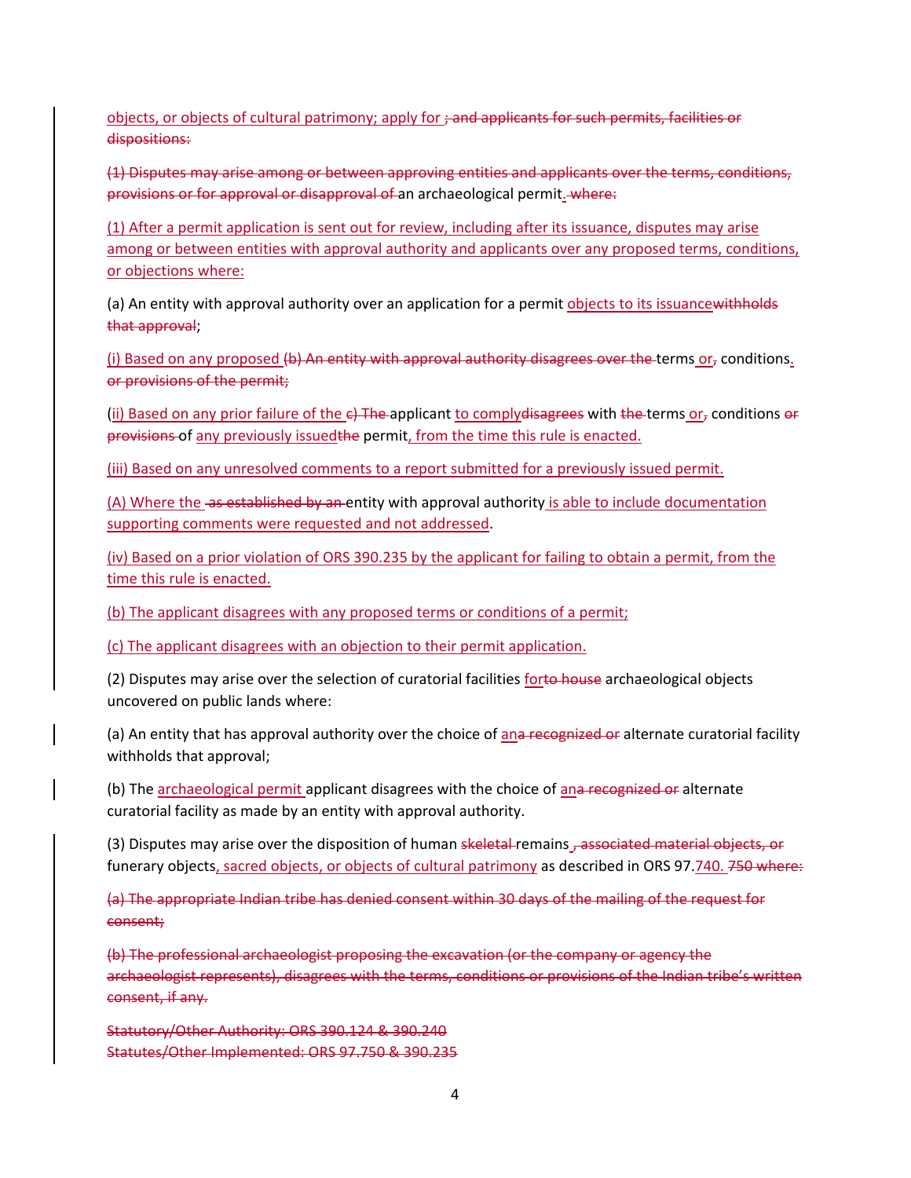objects, or objects of cultural patrimony; apply for ~~; and applicants for such permits, facilities or dispositions:~~

~~(1) Disputes may arise among or between approving entities and applicants over the terms, conditions, provisions or for approval or disapproval of~~ an archaeological permit. ~~where:~~

(1) After a permit application is sent out for review, including after its issuance, disputes may arise among or between entities with approval authority and applicants over any proposed terms, conditions, or objections where:

(a) An entity with approval authority over an application for a permit objects to its issuance~~withholds that approval~~;

(i) Based on any proposed ~~(b) An entity with approval authority disagrees over the~~ terms or~~,~~ conditions. ~~or provisions of the permit;~~

(ii) Based on any prior failure of the ~~c) The~~ applicant to comply~~disagrees~~ with ~~the~~ terms or~~,~~ conditions ~~or provisions~~ of any previously issued~~the~~ permit, from the time this rule is enacted.

(iii) Based on any unresolved comments to a report submitted for a previously issued permit.

(A) Where the ~~as established by an~~ entity with approval authority is able to include documentation supporting comments were requested and not addressed.

(iv) Based on a prior violation of ORS 390.235 by the applicant for failing to obtain a permit, from the time this rule is enacted.

(b) The applicant disagrees with any proposed terms or conditions of a permit;

(c) The applicant disagrees with an objection to their permit application.

(2) Disputes may arise over the selection of curatorial facilities for~~to house~~ archaeological objects uncovered on public lands where:

(a) An entity that has approval authority over the choice of an~~a recognized or~~ alternate curatorial facility withholds that approval;

(b) The archaeological permit applicant disagrees with the choice of an~~a recognized or~~ alternate curatorial facility as made by an entity with approval authority.

(3) Disputes may arise over the disposition of human ~~skeletal~~ remains ~~, associated material objects, or~~ funerary objects, sacred objects, or objects of cultural patrimony as described in ORS 97.740. ~~750 where:~~

~~(a) The appropriate Indian tribe has denied consent within 30 days of the mailing of the request for consent;~~

~~(b) The professional archaeologist proposing the excavation (or the company or agency the archaeologist represents), disagrees with the terms, conditions or provisions of the Indian tribe's written consent, if any.~~

~~Statutory/Other Authority: ORS 390.124 & 390.240~~
~~Statutes/Other Implemented: ORS 97.750 & 390.235~~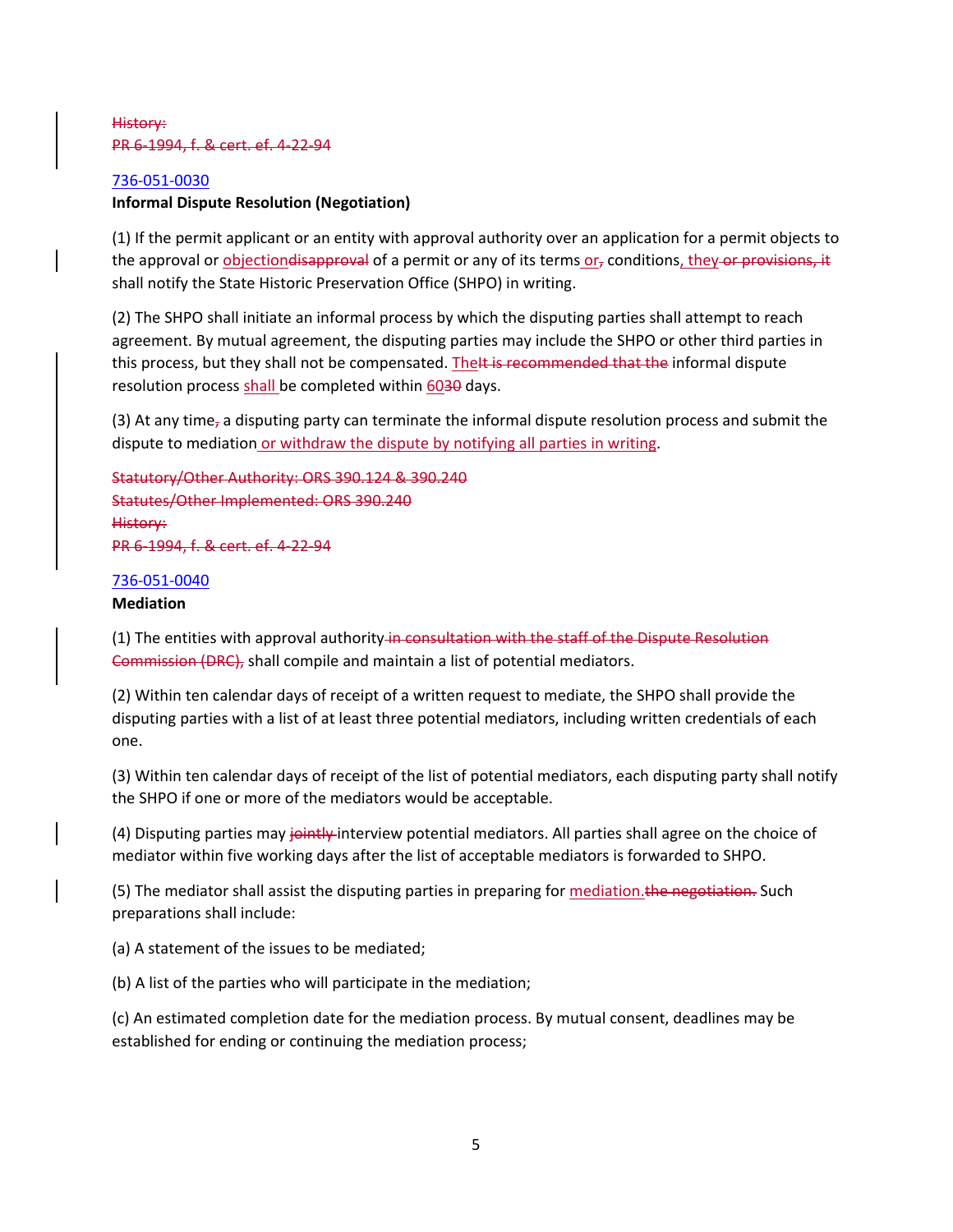History:
PR 6-1994, f. & cert. ef. 4-22-94

736-051-0030
**Informal Dispute Resolution (Negotiation)**

(1) If the permit applicant or an entity with approval authority over an application for a permit objects to the approval or objectiondisapproval of a permit or any of its terms or, conditions, they or provisions, it shall notify the State Historic Preservation Office (SHPO) in writing.

(2) The SHPO shall initiate an informal process by which the disputing parties shall attempt to reach agreement. By mutual agreement, the disputing parties may include the SHPO or other third parties in this process, but they shall not be compensated. TheIt is recommended that the informal dispute resolution process shall be completed within 6030 days.

(3) At any time, a disputing party can terminate the informal dispute resolution process and submit the dispute to mediation or withdraw the dispute by notifying all parties in writing.

Statutory/Other Authority: ORS 390.124 & 390.240
Statutes/Other Implemented: ORS 390.240
History:
PR 6-1994, f. & cert. ef. 4-22-94

736-051-0040
**Mediation**

(1) The entities with approval authority in consultation with the staff of the Dispute Resolution Commission (DRC), shall compile and maintain a list of potential mediators.

(2) Within ten calendar days of receipt of a written request to mediate, the SHPO shall provide the disputing parties with a list of at least three potential mediators, including written credentials of each one.

(3) Within ten calendar days of receipt of the list of potential mediators, each disputing party shall notify the SHPO if one or more of the mediators would be acceptable.

(4) Disputing parties may jointly interview potential mediators. All parties shall agree on the choice of mediator within five working days after the list of acceptable mediators is forwarded to SHPO.

(5) The mediator shall assist the disputing parties in preparing for mediation.the negotiation. Such preparations shall include:

(a) A statement of the issues to be mediated;

(b) A list of the parties who will participate in the mediation;

(c) An estimated completion date for the mediation process. By mutual consent, deadlines may be established for ending or continuing the mediation process;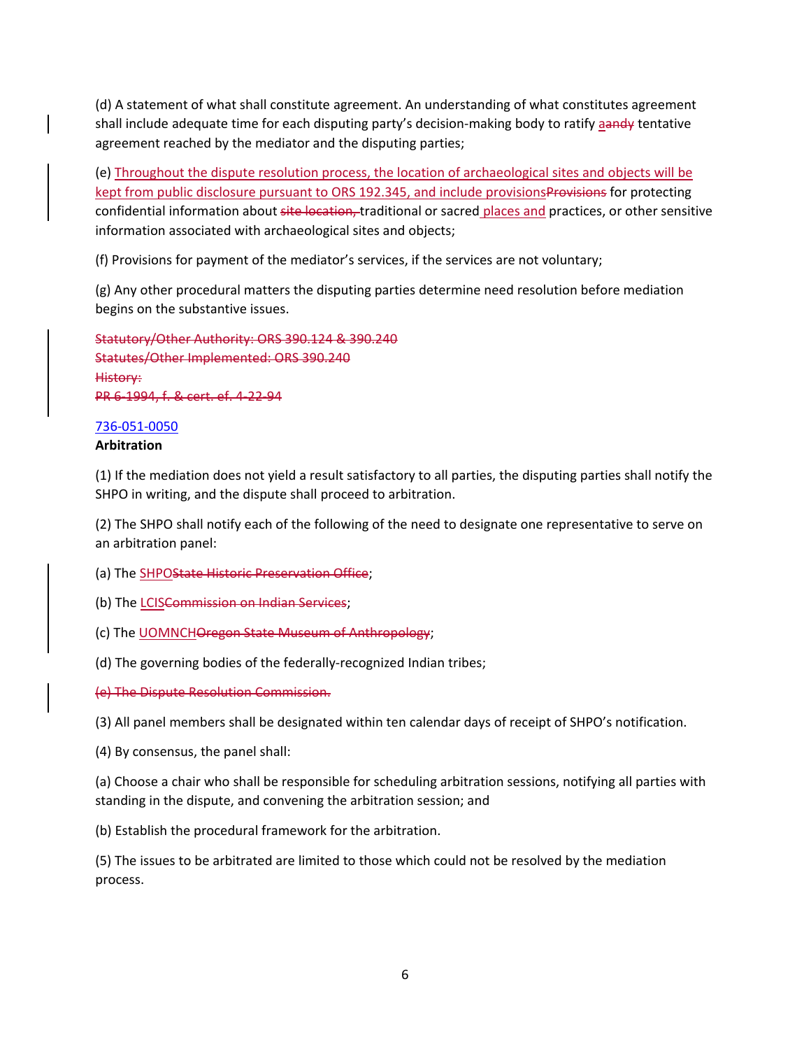(d) A statement of what shall constitute agreement. An understanding of what constitutes agreement shall include adequate time for each disputing party's decision-making body to ratify aandy tentative agreement reached by the mediator and the disputing parties;

(e) Throughout the dispute resolution process, the location of archaeological sites and objects will be kept from public disclosure pursuant to ORS 192.345, and include provisionsProvisions for protecting confidential information about site location, traditional or sacred places and practices, or other sensitive information associated with archaeological sites and objects;

(f) Provisions for payment of the mediator's services, if the services are not voluntary;

(g) Any other procedural matters the disputing parties determine need resolution before mediation begins on the substantive issues.

~~Statutory/Other Authority: ORS 390.124 & 390.240~~
~~Statutes/Other Implemented: ORS 390.240~~
~~History:~~
~~PR 6-1994, f. & cert. ef. 4-22-94~~

736-051-0050
**Arbitration**

(1) If the mediation does not yield a result satisfactory to all parties, the disputing parties shall notify the SHPO in writing, and the dispute shall proceed to arbitration.

(2) The SHPO shall notify each of the following of the need to designate one representative to serve on an arbitration panel:

(a) The SHPO~~State Historic Preservation Office~~;

(b) The LCIS~~Commission on Indian Services~~;

(c) The UOMNCH~~Oregon State Museum of Anthropology~~;

(d) The governing bodies of the federally-recognized Indian tribes;

~~(e) The Dispute Resolution Commission.~~

(3) All panel members shall be designated within ten calendar days of receipt of SHPO's notification.

(4) By consensus, the panel shall:

(a) Choose a chair who shall be responsible for scheduling arbitration sessions, notifying all parties with standing in the dispute, and convening the arbitration session; and

(b) Establish the procedural framework for the arbitration.

(5) The issues to be arbitrated are limited to those which could not be resolved by the mediation process.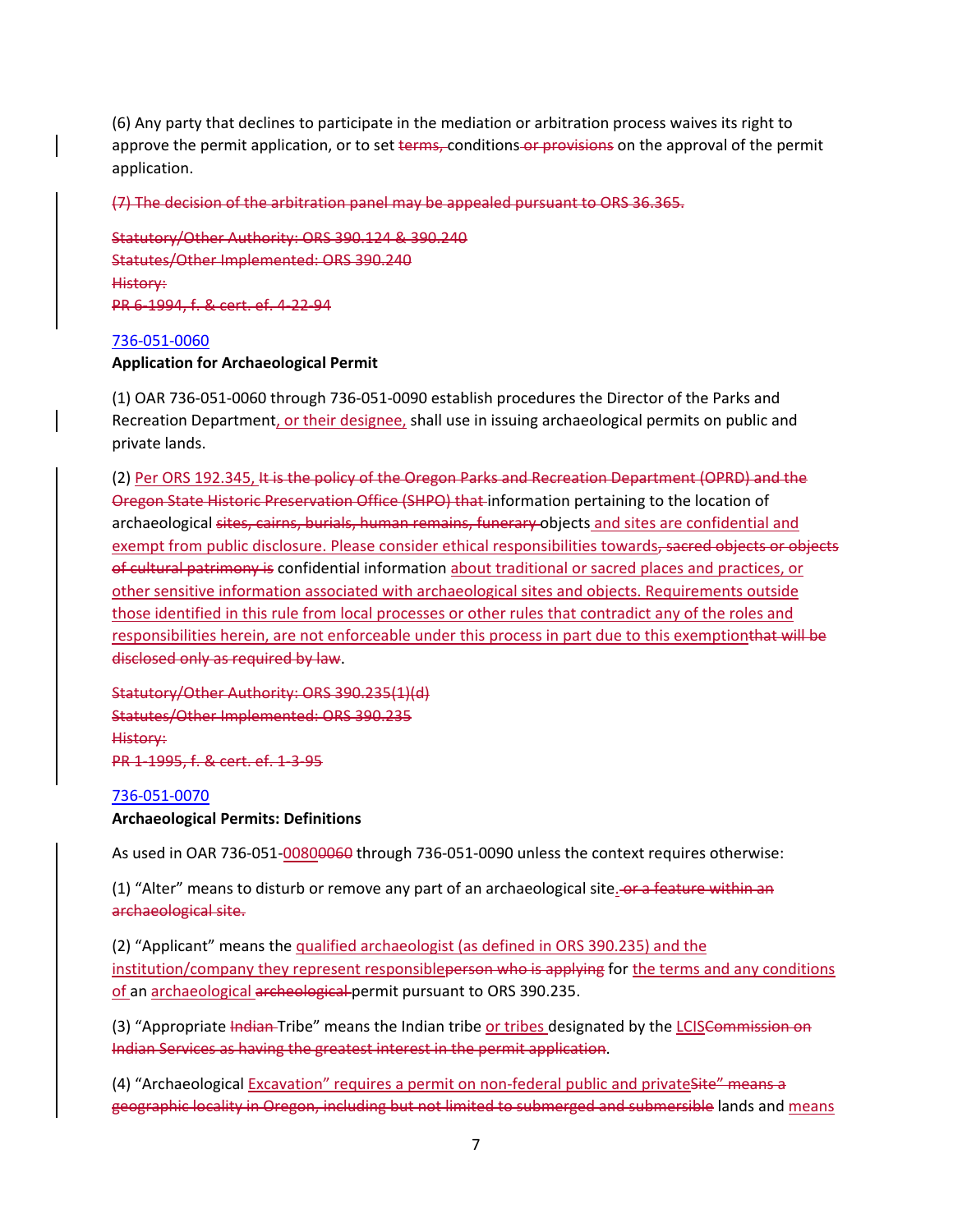(6) Any party that declines to participate in the mediation or arbitration process waives its right to approve the permit application, or to set ~~terms,~~ conditions ~~or provisions~~ on the approval of the permit application.

~~(7) The decision of the arbitration panel may be appealed pursuant to ORS 36.365.~~

~~Statutory/Other Authority: ORS 390.124 & 390.240~~
~~Statutes/Other Implemented: ORS 390.240~~
~~History:~~
~~PR 6-1994, f. & cert. ef. 4-22-94~~

736-051-0060
**Application for Archaeological Permit**

(1) OAR 736-051-0060 through 736-051-0090 establish procedures the Director of the Parks and Recreation Department, or their designee, shall use in issuing archaeological permits on public and private lands.

(2) Per ORS 192.345, ~~It is the policy of the Oregon Parks and Recreation Department (OPRD) and the Oregon State Historic Preservation Office (SHPO) that~~ information pertaining to the location of archaeological ~~sites, cairns, burials, human remains, funerary~~ objects and sites are confidential and exempt from public disclosure. Please consider ethical responsibilities towards~~, sacred objects or objects of cultural patrimony is~~ confidential information about traditional or sacred places and practices, or other sensitive information associated with archaeological sites and objects. Requirements outside those identified in this rule from local processes or other rules that contradict any of the roles and responsibilities herein, are not enforceable under this process in part due to this exemption~~that will be disclosed only as required by law~~.

~~Statutory/Other Authority: ORS 390.235(1)(d)~~
~~Statutes/Other Implemented: ORS 390.235~~
~~History:~~
~~PR 1-1995, f. & cert. ef. 1-3-95~~

736-051-0070
**Archaeological Permits: Definitions**

As used in OAR 736-051-0080~~0060~~ through 736-051-0090 unless the context requires otherwise:

(1) "Alter" means to disturb or remove any part of an archaeological site. ~~or a feature within an archaeological site.~~

(2) "Applicant" means the qualified archaeologist (as defined in ORS 390.235) and the institution/company they represent responsible~~person who is applying~~ for the terms and any conditions of an archaeological ~~archeological~~ permit pursuant to ORS 390.235.

(3) "Appropriate ~~Indian~~ Tribe" means the Indian tribe or tribes designated by the LCIS~~Commission on Indian Services as having the greatest interest in the permit application~~.

(4) "Archaeological Excavation" requires a permit on non-federal public and private~~Site" means a geographic locality in Oregon, including but not limited to submerged and submersible~~ lands and means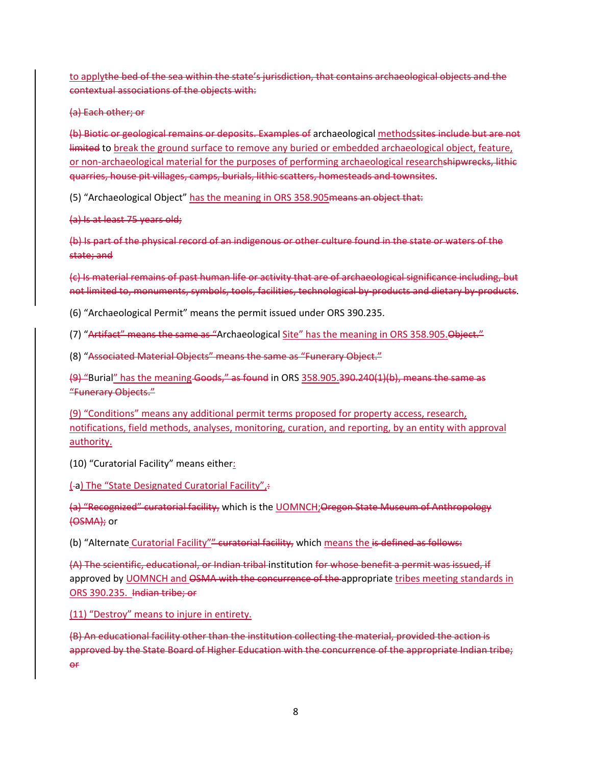to applythe bed of the sea within the state's jurisdiction, that contains archaeological objects and the contextual associations of the objects with:

(a) Each other; or

(b) Biotic or geological remains or deposits. Examples of archaeological methodssites include but are not limited to break the ground surface to remove any buried or embedded archaeological object, feature, or non-archaeological material for the purposes of performing archaeological researchshipwrecks, lithic quarries, house pit villages, camps, burials, lithic scatters, homesteads and townsites.

(5) "Archaeological Object" has the meaning in ORS 358.905means an object that:

(a) Is at least 75 years old;

(b) Is part of the physical record of an indigenous or other culture found in the state or waters of the state; and

(c) Is material remains of past human life or activity that are of archaeological significance including, but not limited to, monuments, symbols, tools, facilities, technological by-products and dietary by-products.

(6) "Archaeological Permit" means the permit issued under ORS 390.235.

(7) "Artifact" means the same as "Archaeological Site" has the meaning in ORS 358.905.Object."

(8) "Associated Material Objects" means the same as "Funerary Object."

(9) "Burial" has the meaning Goods," as found in ORS 358.905.390.240(1)(b), means the same as "Funerary Objects."

(9) "Conditions" means any additional permit terms proposed for property access, research, notifications, field methods, analyses, monitoring, curation, and reporting, by an entity with approval authority.

(10) "Curatorial Facility" means either:

(-a) The "State Designated Curatorial Facility",:

(a) "Recognized" curatorial facility, which is the UOMNCH;Oregon State Museum of Anthropology (OSMA); or

(b) "Alternate Curatorial Facility"" curatorial facility, which means the is defined as follows:

(A) The scientific, educational, or Indian tribal institution for whose benefit a permit was issued, if approved by UOMNCH and OSMA with the concurrence of the appropriate tribes meeting standards in ORS 390.235. Indian tribe; or

(11) "Destroy" means to injure in entirety.

(B) An educational facility other than the institution collecting the material, provided the action is approved by the State Board of Higher Education with the concurrence of the appropriate Indian tribe; or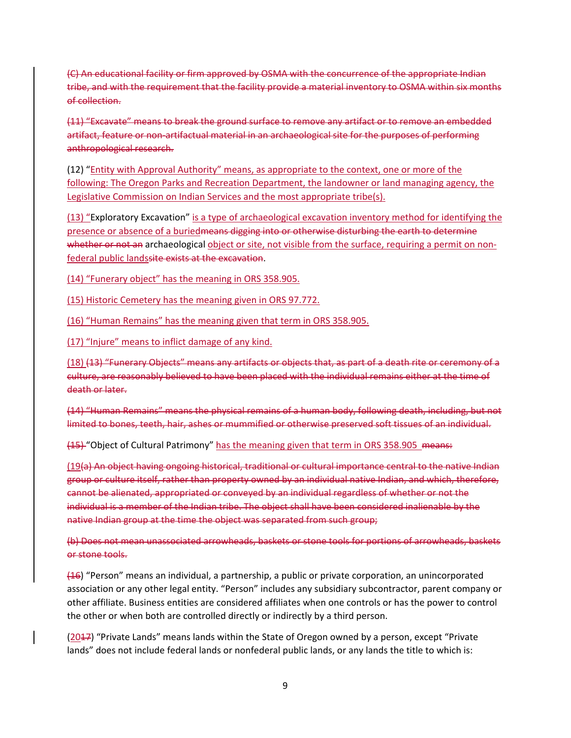(C) An educational facility or firm approved by OSMA with the concurrence of the appropriate Indian tribe, and with the requirement that the facility provide a material inventory to OSMA within six months of collection.

(11) "Excavate" means to break the ground surface to remove any artifact or to remove an embedded artifact, feature or non-artifactual material in an archaeological site for the purposes of performing anthropological research.

(12) "Entity with Approval Authority" means, as appropriate to the context, one or more of the following: The Oregon Parks and Recreation Department, the landowner or land managing agency, the Legislative Commission on Indian Services and the most appropriate tribe(s).

(13) "Exploratory Excavation" is a type of archaeological excavation inventory method for identifying the presence or absence of a buriedmeans digging into or otherwise disturbing the earth to determine whether or not an archaeological object or site, not visible from the surface, requiring a permit on non-federal public landssite exists at the excavation.

(14) "Funerary object" has the meaning in ORS 358.905.

(15) Historic Cemetery has the meaning given in ORS 97.772.

(16) "Human Remains" has the meaning given that term in ORS 358.905.

(17) "Injure" means to inflict damage of any kind.

(18) (13) "Funerary Objects" means any artifacts or objects that, as part of a death rite or ceremony of a culture, are reasonably believed to have been placed with the individual remains either at the time of death or later.

(14) "Human Remains" means the physical remains of a human body, following death, including, but not limited to bones, teeth, hair, ashes or mummified or otherwise preserved soft tissues of an individual.

(15) "Object of Cultural Patrimony" has the meaning given that term in ORS 358.905 means:

(19(a) An object having ongoing historical, traditional or cultural importance central to the native Indian group or culture itself, rather than property owned by an individual native Indian, and which, therefore, cannot be alienated, appropriated or conveyed by an individual regardless of whether or not the individual is a member of the Indian tribe. The object shall have been considered inalienable by the native Indian group at the time the object was separated from such group;

(b) Does not mean unassociated arrowheads, baskets or stone tools for portions of arrowheads, baskets or stone tools.

(16) "Person" means an individual, a partnership, a public or private corporation, an unincorporated association or any other legal entity. "Person" includes any subsidiary subcontractor, parent company or other affiliate. Business entities are considered affiliates when one controls or has the power to control the other or when both are controlled directly or indirectly by a third person.

(2017) "Private Lands" means lands within the State of Oregon owned by a person, except "Private lands" does not include federal lands or nonfederal public lands, or any lands the title to which is: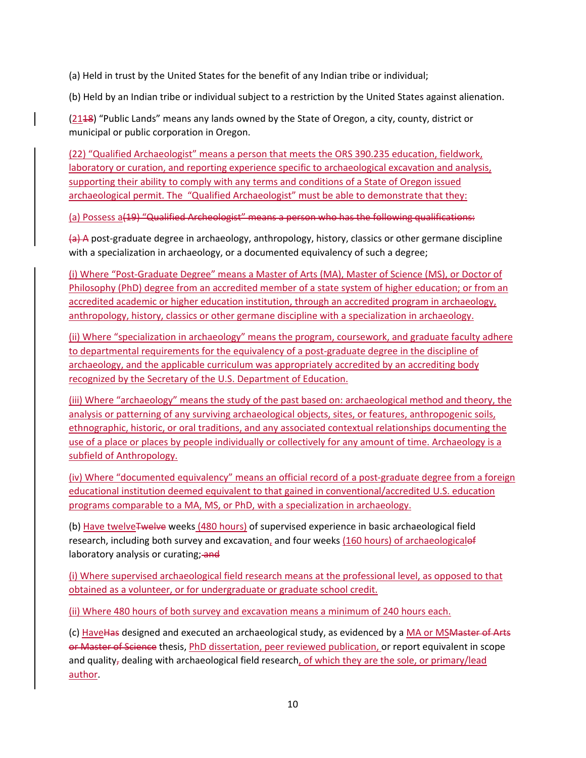(a) Held in trust by the United States for the benefit of any Indian tribe or individual;

(b) Held by an Indian tribe or individual subject to a restriction by the United States against alienation.

(2118) "Public Lands" means any lands owned by the State of Oregon, a city, county, district or municipal or public corporation in Oregon.

(22) "Qualified Archaeologist" means a person that meets the ORS 390.235 education, fieldwork, laboratory or curation, and reporting experience specific to archaeological excavation and analysis, supporting their ability to comply with any terms and conditions of a State of Oregon issued archaeological permit. The "Qualified Archaeologist" must be able to demonstrate that they:

(a) Possess a(19) "Qualified Archeologist" means a person who has the following qualifications:

(a) A post-graduate degree in archaeology, anthropology, history, classics or other germane discipline with a specialization in archaeology, or a documented equivalency of such a degree;

(i) Where "Post-Graduate Degree" means a Master of Arts (MA), Master of Science (MS), or Doctor of Philosophy (PhD) degree from an accredited member of a state system of higher education; or from an accredited academic or higher education institution, through an accredited program in archaeology, anthropology, history, classics or other germane discipline with a specialization in archaeology.

(ii) Where "specialization in archaeology" means the program, coursework, and graduate faculty adhere to departmental requirements for the equivalency of a post-graduate degree in the discipline of archaeology, and the applicable curriculum was appropriately accredited by an accrediting body recognized by the Secretary of the U.S. Department of Education.

(iii) Where "archaeology" means the study of the past based on: archaeological method and theory, the analysis or patterning of any surviving archaeological objects, sites, or features, anthropogenic soils, ethnographic, historic, or oral traditions, and any associated contextual relationships documenting the use of a place or places by people individually or collectively for any amount of time. Archaeology is a subfield of Anthropology.

(iv) Where "documented equivalency" means an official record of a post-graduate degree from a foreign educational institution deemed equivalent to that gained in conventional/accredited U.S. education programs comparable to a MA, MS, or PhD, with a specialization in archaeology.

(b) Have twelveTwelve weeks (480 hours) of supervised experience in basic archaeological field research, including both survey and excavation, and four weeks (160 hours) of archaeologicalof laboratory analysis or curating; and

(i) Where supervised archaeological field research means at the professional level, as opposed to that obtained as a volunteer, or for undergraduate or graduate school credit.

(ii) Where 480 hours of both survey and excavation means a minimum of 240 hours each.

(c) HaveHas designed and executed an archaeological study, as evidenced by a MA or MSMaster of Arts or Master of Science thesis, PhD dissertation, peer reviewed publication, or report equivalent in scope and quality, dealing with archaeological field research, of which they are the sole, or primary/lead author.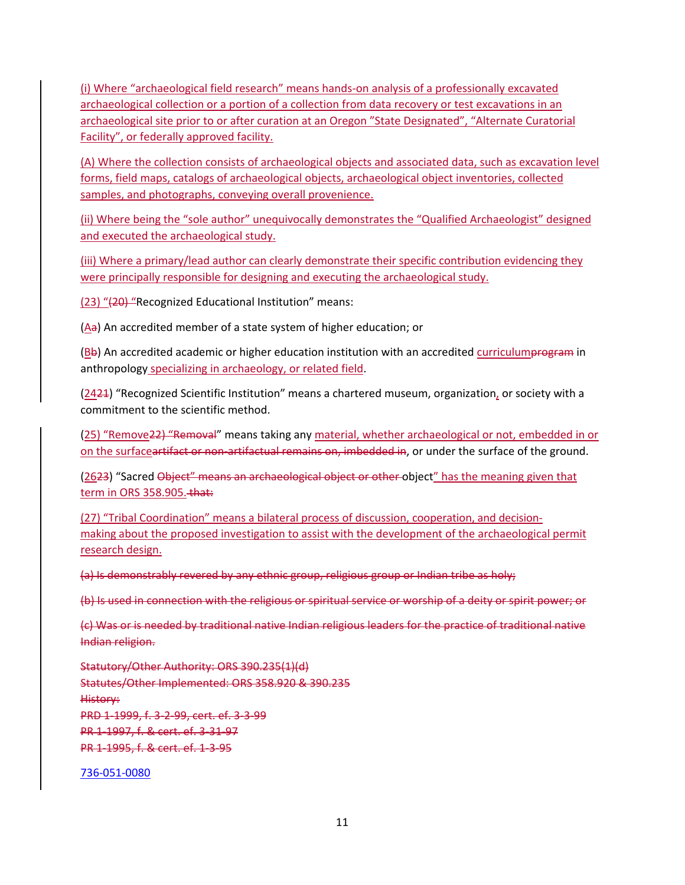(i) Where "archaeological field research" means hands-on analysis of a professionally excavated archaeological collection or a portion of a collection from data recovery or test excavations in an archaeological site prior to or after curation at an Oregon "State Designated", "Alternate Curatorial Facility", or federally approved facility.

(A) Where the collection consists of archaeological objects and associated data, such as excavation level forms, field maps, catalogs of archaeological objects, archaeological object inventories, collected samples, and photographs, conveying overall provenience.

(ii) Where being the "sole author" unequivocally demonstrates the "Qualified Archaeologist" designed and executed the archaeological study.

(iii) Where a primary/lead author can clearly demonstrate their specific contribution evidencing they were principally responsible for designing and executing the archaeological study.

(23) "(20) "Recognized Educational Institution" means:

(Aa) An accredited member of a state system of higher education; or

(Bb) An accredited academic or higher education institution with an accredited curriculumprogram in anthropology specializing in archaeology, or related field.

(2421) "Recognized Scientific Institution" means a chartered museum, organization, or society with a commitment to the scientific method.

(25) "Remove22) "Removal" means taking any material, whether archaeological or not, embedded in or on the surfaceartifact or non-artifactual remains on, imbedded in, or under the surface of the ground.

(2623) "Sacred Object" means an archaeological object or other object" has the meaning given that term in ORS 358.905. that:

(27) "Tribal Coordination" means a bilateral process of discussion, cooperation, and decision-making about the proposed investigation to assist with the development of the archaeological permit research design.

(a) Is demonstrably revered by any ethnic group, religious group or Indian tribe as holy;

(b) Is used in connection with the religious or spiritual service or worship of a deity or spirit power; or

(c) Was or is needed by traditional native Indian religious leaders for the practice of traditional native Indian religion.

Statutory/Other Authority: ORS 390.235(1)(d)
Statutes/Other Implemented: ORS 358.920 & 390.235
History:
PRD 1-1999, f. 3-2-99, cert. ef. 3-3-99
PR 1-1997, f. & cert. ef. 3-31-97
PR 1-1995, f. & cert. ef. 1-3-95

736-051-0080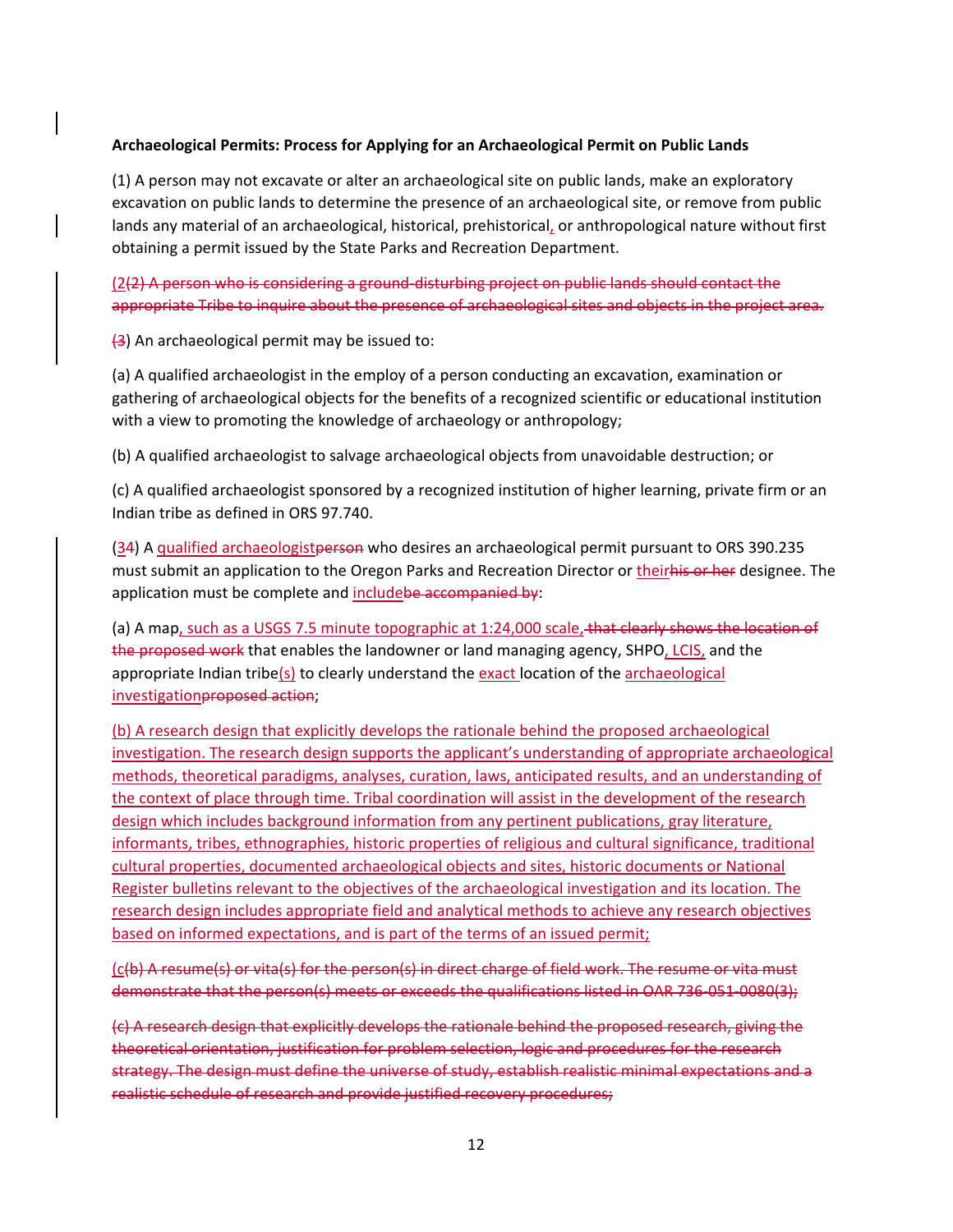**Archaeological Permits: Process for Applying for an Archaeological Permit on Public Lands**

(1) A person may not excavate or alter an archaeological site on public lands, make an exploratory excavation on public lands to determine the presence of an archaeological site, or remove from public lands any material of an archaeological, historical, prehistorical, or anthropological nature without first obtaining a permit issued by the State Parks and Recreation Department.

(2(2) A person who is considering a ground-disturbing project on public lands should contact the appropriate Tribe to inquire about the presence of archaeological sites and objects in the project area.

(3) An archaeological permit may be issued to:

(a) A qualified archaeologist in the employ of a person conducting an excavation, examination or gathering of archaeological objects for the benefits of a recognized scientific or educational institution with a view to promoting the knowledge of archaeology or anthropology;

(b) A qualified archaeologist to salvage archaeological objects from unavoidable destruction; or

(c) A qualified archaeologist sponsored by a recognized institution of higher learning, private firm or an Indian tribe as defined in ORS 97.740.

(34) A qualified archaeologistperson who desires an archaeological permit pursuant to ORS 390.235 must submit an application to the Oregon Parks and Recreation Director or theirhis or her designee. The application must be complete and includebe accompanied by:

(a) A map, such as a USGS 7.5 minute topographic at 1:24,000 scale, that clearly shows the location of the proposed work that enables the landowner or land managing agency, SHPO, LCIS, and the appropriate Indian tribe(s) to clearly understand the exact location of the archaeological investigationproposed action;

(b) A research design that explicitly develops the rationale behind the proposed archaeological investigation. The research design supports the applicant's understanding of appropriate archaeological methods, theoretical paradigms, analyses, curation, laws, anticipated results, and an understanding of the context of place through time. Tribal coordination will assist in the development of the research design which includes background information from any pertinent publications, gray literature, informants, tribes, ethnographies, historic properties of religious and cultural significance, traditional cultural properties, documented archaeological objects and sites, historic documents or National Register bulletins relevant to the objectives of the archaeological investigation and its location. The research design includes appropriate field and analytical methods to achieve any research objectives based on informed expectations, and is part of the terms of an issued permit;

(c(b) A resume(s) or vita(s) for the person(s) in direct charge of field work. The resume or vita must demonstrate that the person(s) meets or exceeds the qualifications listed in OAR 736-051-0080(3);

(c) A research design that explicitly develops the rationale behind the proposed research, giving the theoretical orientation, justification for problem selection, logic and procedures for the research strategy. The design must define the universe of study, establish realistic minimal expectations and a realistic schedule of research and provide justified recovery procedures;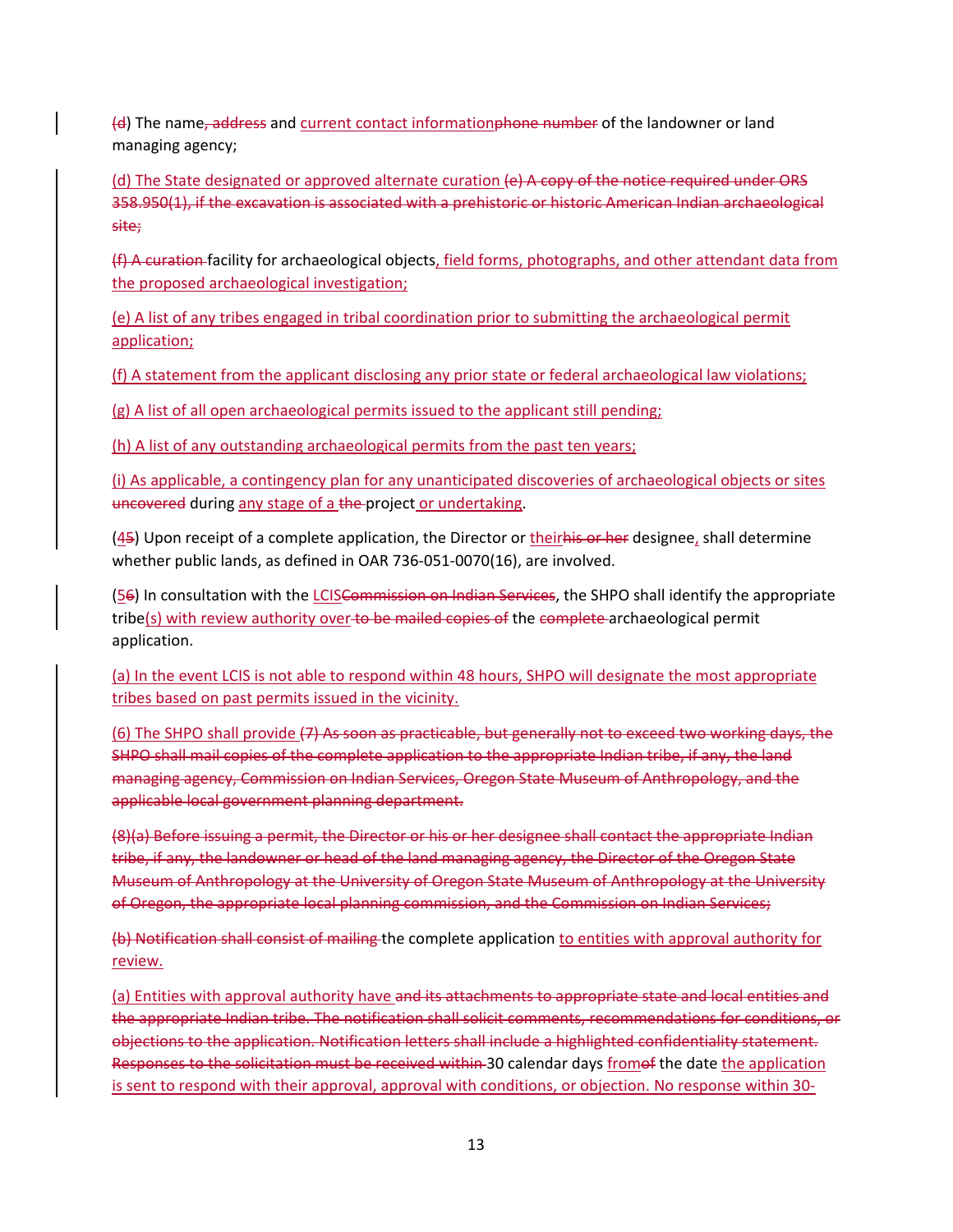(d) The name, address and current contact informationphone number of the landowner or land managing agency;

(d) The State designated or approved alternate curation (e) A copy of the notice required under ORS 358.950(1), if the excavation is associated with a prehistoric or historic American Indian archaeological site;

(f) A curation facility for archaeological objects, field forms, photographs, and other attendant data from the proposed archaeological investigation;

(e) A list of any tribes engaged in tribal coordination prior to submitting the archaeological permit application;

(f) A statement from the applicant disclosing any prior state or federal archaeological law violations;

(g) A list of all open archaeological permits issued to the applicant still pending;

(h) A list of any outstanding archaeological permits from the past ten years;

(i) As applicable, a contingency plan for any unanticipated discoveries of archaeological objects or sites uncovered during any stage of a the project or undertaking.

(45) Upon receipt of a complete application, the Director or theirhis or her designee, shall determine whether public lands, as defined in OAR 736-051-0070(16), are involved.

(56) In consultation with the LCISCommission on Indian Services, the SHPO shall identify the appropriate tribe(s) with review authority over to be mailed copies of the complete archaeological permit application.

(a) In the event LCIS is not able to respond within 48 hours, SHPO will designate the most appropriate tribes based on past permits issued in the vicinity.

(6) The SHPO shall provide (7) As soon as practicable, but generally not to exceed two working days, the SHPO shall mail copies of the complete application to the appropriate Indian tribe, if any, the land managing agency, Commission on Indian Services, Oregon State Museum of Anthropology, and the applicable local government planning department.

(8)(a) Before issuing a permit, the Director or his or her designee shall contact the appropriate Indian tribe, if any, the landowner or head of the land managing agency, the Director of the Oregon State Museum of Anthropology at the University of Oregon State Museum of Anthropology at the University of Oregon, the appropriate local planning commission, and the Commission on Indian Services;

(b) Notification shall consist of mailing the complete application to entities with approval authority for review.

(a) Entities with approval authority have and its attachments to appropriate state and local entities and the appropriate Indian tribe. The notification shall solicit comments, recommendations for conditions, or objections to the application. Notification letters shall include a highlighted confidentiality statement. Responses to the solicitation must be received within 30 calendar days fromof the date the application is sent to respond with their approval, approval with conditions, or objection. No response within 30-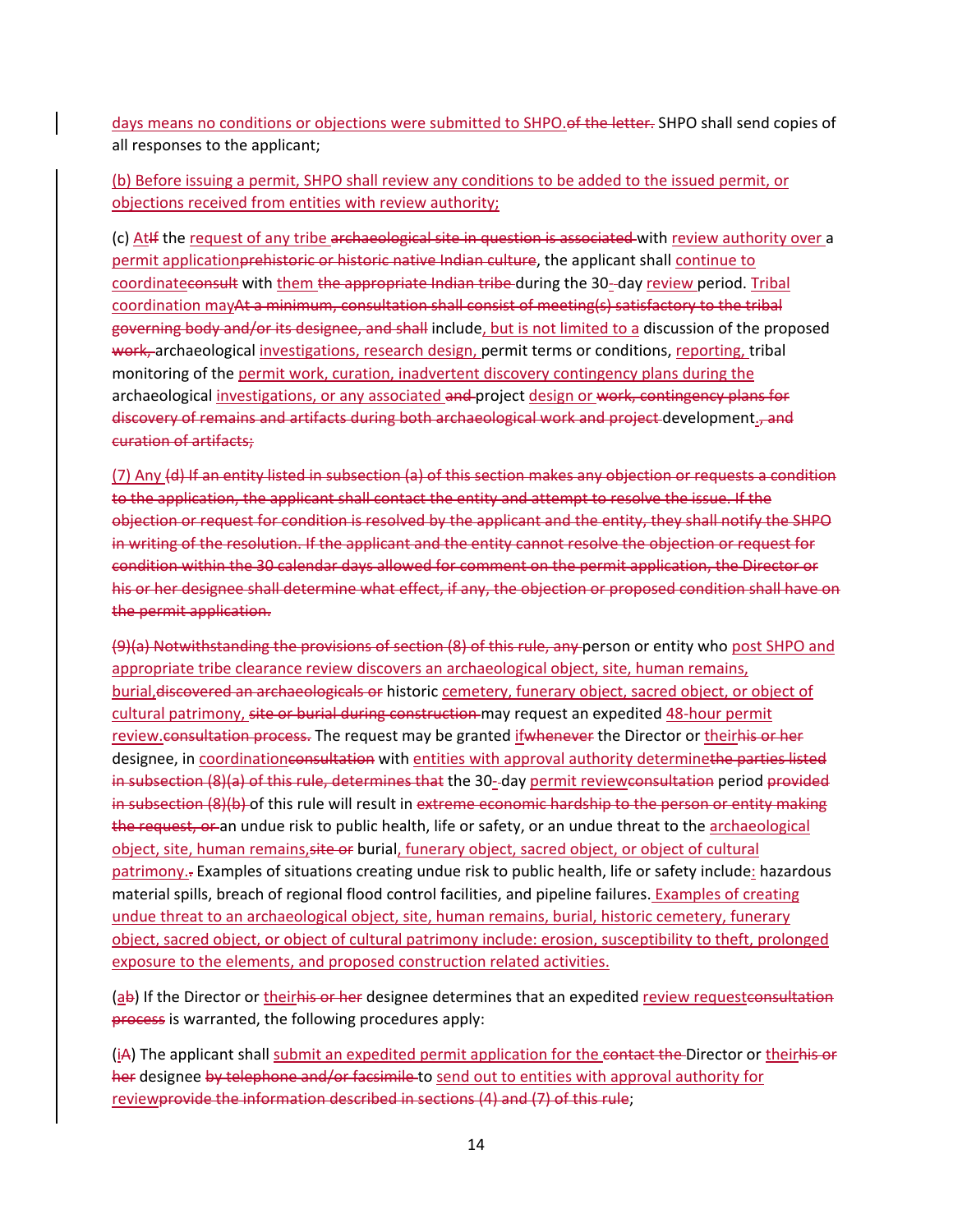days means no conditions or objections were submitted to SHPO.of the letter. SHPO shall send copies of all responses to the applicant;

(b) Before issuing a permit, SHPO shall review any conditions to be added to the issued permit, or objections received from entities with review authority;

(c) AtIf the request of any tribe archaeological site in question is associated with review authority over a permit applicationprehistoric or historic native Indian culture, the applicant shall continue to coordinateconsult with them the appropriate Indian tribe during the 30--day review period. Tribal coordination mayAt a minimum, consultation shall consist of meeting(s) satisfactory to the tribal governing body and/or its designee, and shall include, but is not limited to a discussion of the proposed work, archaeological investigations, research design, permit terms or conditions, reporting, tribal monitoring of the permit work, curation, inadvertent discovery contingency plans during the archaeological investigations, or any associated and project design or work, contingency plans for discovery of remains and artifacts during both archaeological work and project development., and curation of artifacts;

(7) Any (d) If an entity listed in subsection (a) of this section makes any objection or requests a condition to the application, the applicant shall contact the entity and attempt to resolve the issue. If the objection or request for condition is resolved by the applicant and the entity, they shall notify the SHPO in writing of the resolution. If the applicant and the entity cannot resolve the objection or request for condition within the 30 calendar days allowed for comment on the permit application, the Director or his or her designee shall determine what effect, if any, the objection or proposed condition shall have on the permit application.

(9)(a) Notwithstanding the provisions of section (8) of this rule, any person or entity who post SHPO and appropriate tribe clearance review discovers an archaeological object, site, human remains, burial,discovered an archaeologicals or historic cemetery, funerary object, sacred object, or object of cultural patrimony, site or burial during construction may request an expedited 48-hour permit review.consultation process. The request may be granted ifwhenever the Director or theirhis or her designee, in coordinationconsultation with entities with approval authority determinethe parties listed in subsection (8)(a) of this rule, determines that the 30--day permit reviewconsultation period provided in subsection (8)(b) of this rule will result in extreme economic hardship to the person or entity making the request, or an undue risk to public health, life or safety, or an undue threat to the archaeological object, site, human remains,site or burial, funerary object, sacred object, or object of cultural patrimony.. Examples of situations creating undue risk to public health, life or safety include: hazardous material spills, breach of regional flood control facilities, and pipeline failures. Examples of creating undue threat to an archaeological object, site, human remains, burial, historic cemetery, funerary object, sacred object, or object of cultural patrimony include: erosion, susceptibility to theft, prolonged exposure to the elements, and proposed construction related activities.

(ab) If the Director or theirhis or her designee determines that an expedited review requestconsultation process is warranted, the following procedures apply:

(iA) The applicant shall submit an expedited permit application for the contact the Director or theirhis or her designee by telephone and/or facsimile to send out to entities with approval authority for reviewprovide the information described in sections (4) and (7) of this rule;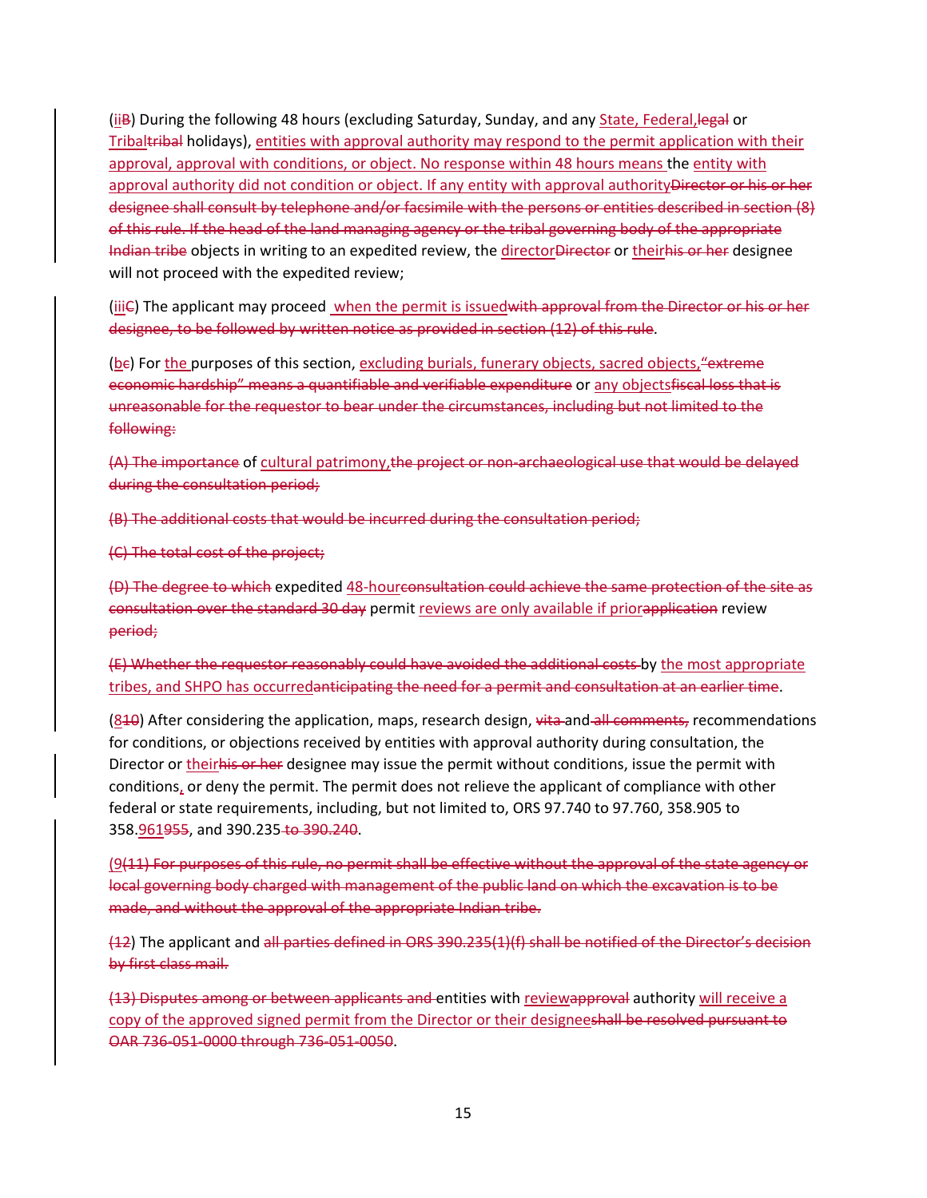(iiB) During the following 48 hours (excluding Saturday, Sunday, and any State, Federal,legal or Tribaltribal holidays), entities with approval authority may respond to the permit application with their approval, approval with conditions, or object. No response within 48 hours means the entity with approval authority did not condition or object. If any entity with approval authorityDirector or his or her designee shall consult by telephone and/or facsimile with the persons or entities described in section (8) of this rule. If the head of the land managing agency or the tribal governing body of the appropriate Indian tribe objects in writing to an expedited review, the directorDirector or theirhis or her designee will not proceed with the expedited review;

(iiiC) The applicant may proceed when the permit is issuedwith approval from the Director or his or her designee, to be followed by written notice as provided in section (12) of this rule.

(bc) For the purposes of this section, excluding burials, funerary objects, sacred objects,"extreme economic hardship" means a quantifiable and verifiable expenditure or any objectsfiscal loss that is unreasonable for the requestor to bear under the circumstances, including but not limited to the following:

(A) The importance of cultural patrimony,the project or non-archaeological use that would be delayed during the consultation period;

(B) The additional costs that would be incurred during the consultation period;

(C) The total cost of the project;

(D) The degree to which expedited 48-hourconsultation could achieve the same protection of the site as consultation over the standard 30 day permit reviews are only available if priorapplication review period;

(E) Whether the requestor reasonably could have avoided the additional costs by the most appropriate tribes, and SHPO has occurredanticipating the need for a permit and consultation at an earlier time.

(810) After considering the application, maps, research design, vita and all comments, recommendations for conditions, or objections received by entities with approval authority during consultation, the Director or theirhis or her designee may issue the permit without conditions, issue the permit with conditions, or deny the permit. The permit does not relieve the applicant of compliance with other federal or state requirements, including, but not limited to, ORS 97.740 to 97.760, 358.905 to 358.961955, and 390.235 to 390.240.

(9(11) For purposes of this rule, no permit shall be effective without the approval of the state agency or local governing body charged with management of the public land on which the excavation is to be made, and without the approval of the appropriate Indian tribe.

(12) The applicant and all parties defined in ORS 390.235(1)(f) shall be notified of the Director's decision by first class mail.

(13) Disputes among or between applicants and entities with reviewapproval authority will receive a copy of the approved signed permit from the Director or their designeeshall be resolved pursuant to OAR 736-051-0000 through 736-051-0050.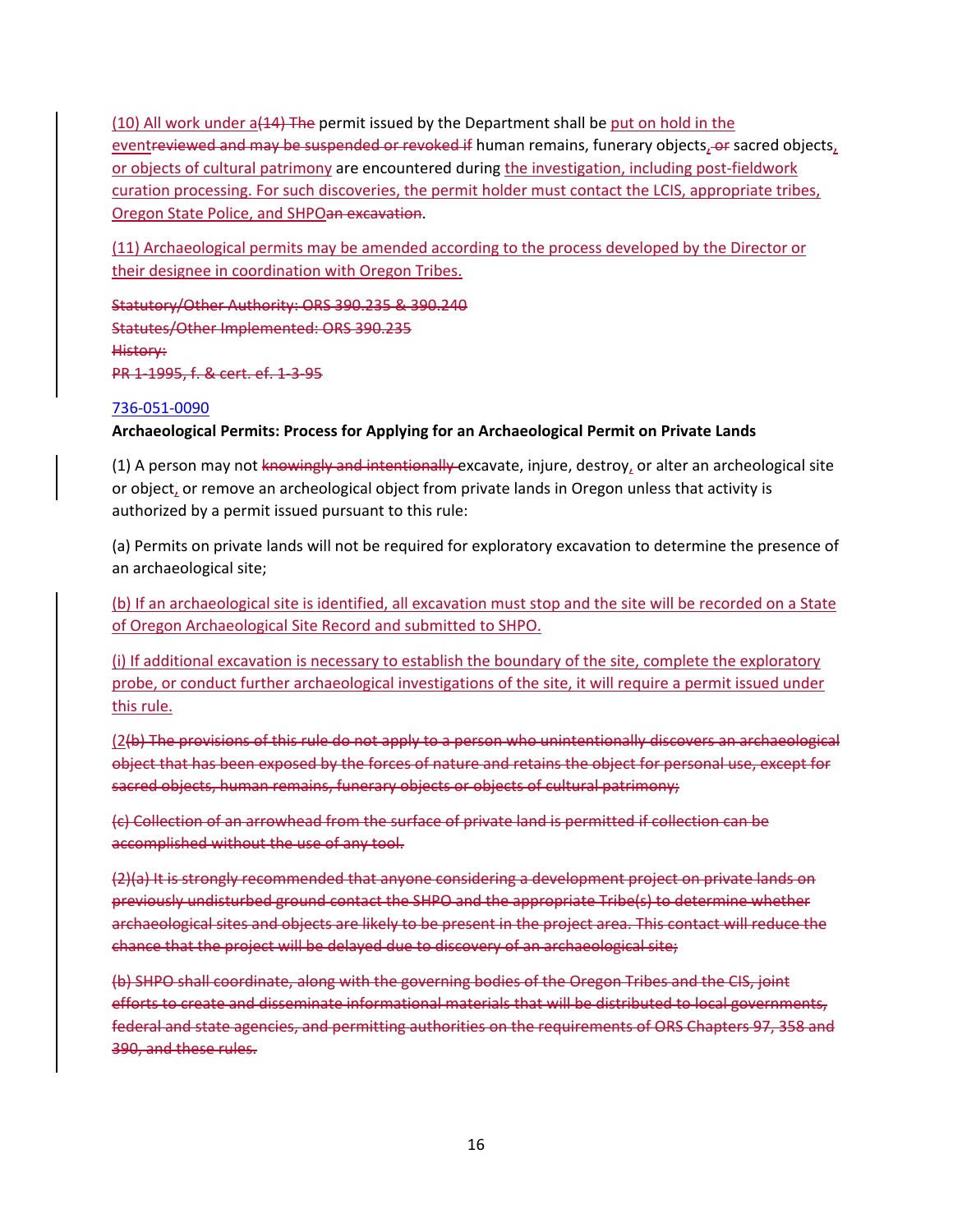(10) All work under a(14) The permit issued by the Department shall be put on hold in the eventreviewed and may be suspended or revoked if human remains, funerary objects, or sacred objects, or objects of cultural patrimony are encountered during the investigation, including post-fieldwork curation processing. For such discoveries, the permit holder must contact the LCIS, appropriate tribes, Oregon State Police, and SHPOan excavation.

(11) Archaeological permits may be amended according to the process developed by the Director or their designee in coordination with Oregon Tribes.

Statutory/Other Authority: ORS 390.235 & 390.240
Statutes/Other Implemented: ORS 390.235
History:
PR 1-1995, f. & cert. ef. 1-3-95

736-051-0090

**Archaeological Permits: Process for Applying for an Archaeological Permit on Private Lands**

(1) A person may not knowingly and intentionally excavate, injure, destroy, or alter an archeological site or object, or remove an archeological object from private lands in Oregon unless that activity is authorized by a permit issued pursuant to this rule:

(a) Permits on private lands will not be required for exploratory excavation to determine the presence of an archaeological site;

(b) If an archaeological site is identified, all excavation must stop and the site will be recorded on a State of Oregon Archaeological Site Record and submitted to SHPO.

(i) If additional excavation is necessary to establish the boundary of the site, complete the exploratory probe, or conduct further archaeological investigations of the site, it will require a permit issued under this rule.

(2(b) The provisions of this rule do not apply to a person who unintentionally discovers an archaeological object that has been exposed by the forces of nature and retains the object for personal use, except for sacred objects, human remains, funerary objects or objects of cultural patrimony;

(c) Collection of an arrowhead from the surface of private land is permitted if collection can be accomplished without the use of any tool.

(2)(a) It is strongly recommended that anyone considering a development project on private lands on previously undisturbed ground contact the SHPO and the appropriate Tribe(s) to determine whether archaeological sites and objects are likely to be present in the project area. This contact will reduce the chance that the project will be delayed due to discovery of an archaeological site;

(b) SHPO shall coordinate, along with the governing bodies of the Oregon Tribes and the CIS, joint efforts to create and disseminate informational materials that will be distributed to local governments, federal and state agencies, and permitting authorities on the requirements of ORS Chapters 97, 358 and 390, and these rules.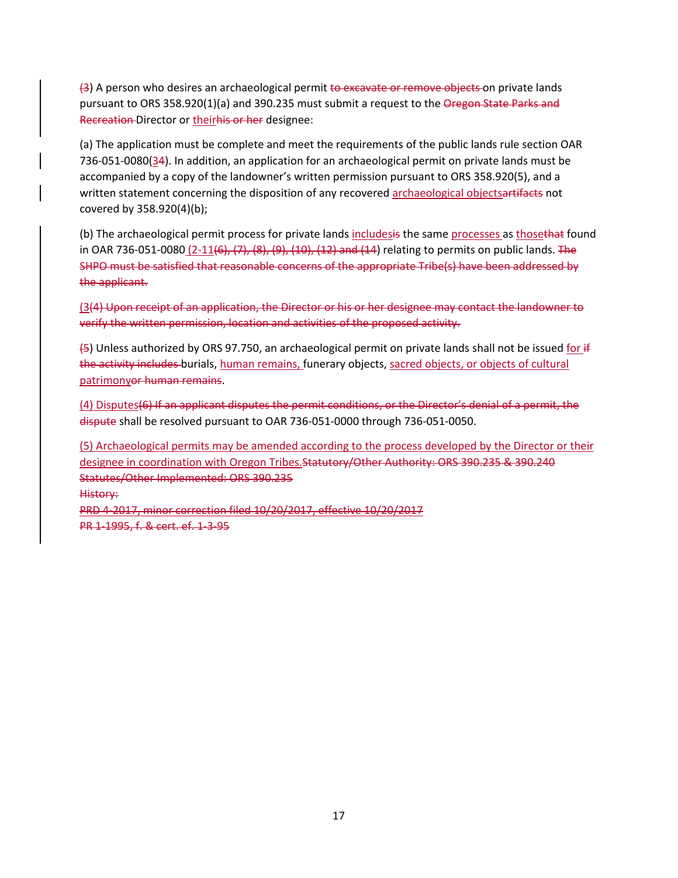~~(3~~) A person who desires an archaeological permit ~~to excavate or remove objects~~ on private lands pursuant to ORS 358.920(1)(a) and 390.235 must submit a request to the ~~Oregon State Parks and Recreation~~ Director or their~~his or her~~ designee:

(a) The application must be complete and meet the requirements of the public lands rule section OAR 736-051-0080(3~~4~~). In addition, an application for an archaeological permit on private lands must be accompanied by a copy of the landowner's written permission pursuant to ORS 358.920(5), and a written statement concerning the disposition of any recovered archaeological objects~~artifacts~~ not covered by 358.920(4)(b);

(b) The archaeological permit process for private lands includes~~is~~ the same processes as those~~that~~ found in OAR 736-051-0080 (2-11~~(6), (7), (8), (9), (10), (12) and (14~~) relating to permits on public lands. ~~The SHPO must be satisfied that reasonable concerns of the appropriate Tribe(s) have been addressed by the applicant.~~

(3~~(4) Upon receipt of an application, the Director or his or her designee may contact the landowner to verify the written permission, location and activities of the proposed activity.~~

~~(5~~) Unless authorized by ORS 97.750, an archaeological permit on private lands shall not be issued for ~~if the activity includes~~ burials, human remains, funerary objects, sacred objects, or objects of cultural patrimony~~or human remains~~.

(4) Disputes~~(6) If an applicant disputes the permit conditions, or the Director's denial of a permit, the dispute~~ shall be resolved pursuant to OAR 736-051-0000 through 736-051-0050.

(5) Archaeological permits may be amended according to the process developed by the Director or their designee in coordination with Oregon Tribes.~~Statutory/Other Authority: ORS 390.235 & 390.240~~
~~Statutes/Other Implemented: ORS 390.235~~
~~History:~~
~~PRD 4-2017, minor correction filed 10/20/2017, effective 10/20/2017~~
~~PR 1-1995, f. & cert. ef. 1-3-95~~